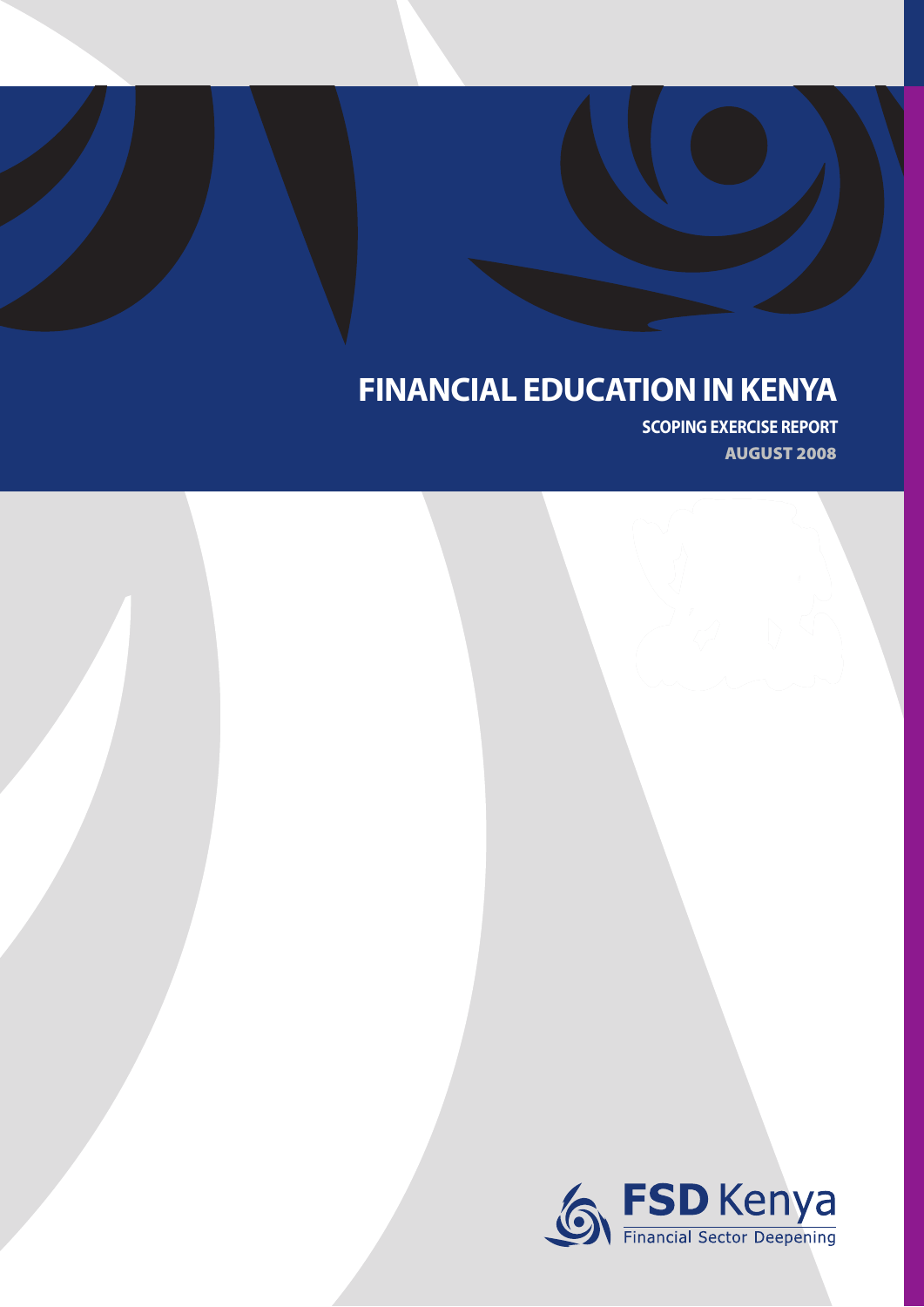# FINANCIAL EDUCATION IN KENYA

**SCOPING EXERCISE REPORT**

**AUGUST 2008**

FSD Kenya

Financial Sector Deepening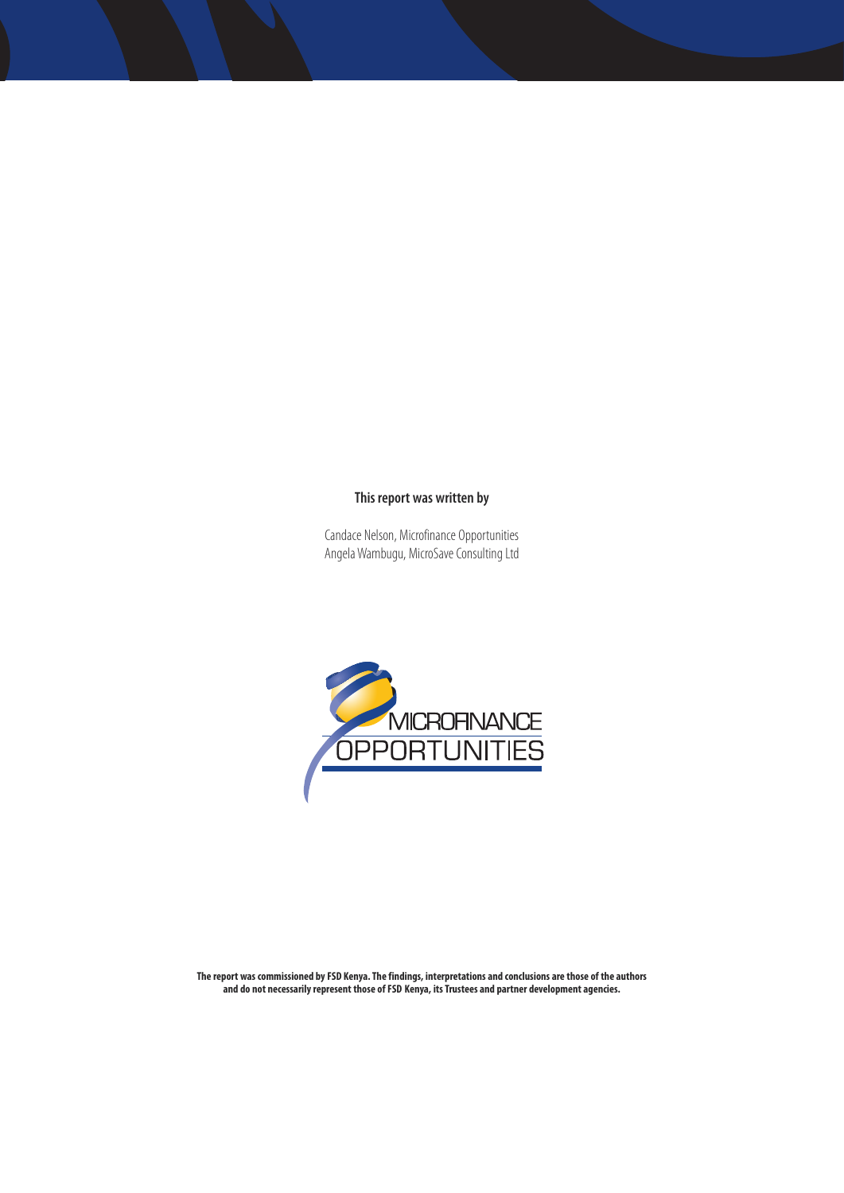**This report was written by**

Candace Nelson, Microfinance Opportunities
Angela Wambugu, MicroSave Consulting Ltd

**The report was commissioned by FSD Kenya. The findings, interpretations and conclusions are those of the authors and do not necessarily represent those of FSD Kenya, its Trustees and partner development agencies.**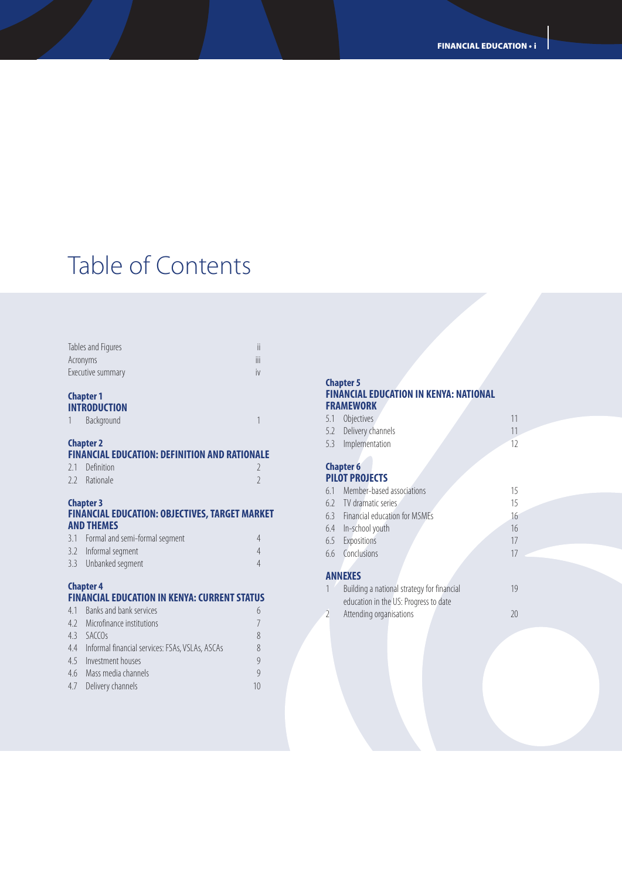# Table of Contents

| | | |
|---|---|---|
| | Tables and Figures | ii |
| | Acronyms | iii |
| | Executive summary | iv |

**Chapter 1**
**INTRODUCTION**

| | | |
|---|---|---|
| 1 | Background | 1 |

**Chapter 2**
**FINANCIAL EDUCATION: DEFINITION AND RATIONALE**

| | | |
|---|---|---|
| 2.1 | Definition | 2 |
| 2.2 | Rationale | 2 |

**Chapter 3**
**FINANCIAL EDUCATION: OBJECTIVES, TARGET MARKET AND THEMES**

| | | |
|---|---|---|
| 3.1 | Formal and semi-formal segment | 4 |
| 3.2 | Informal segment | 4 |
| 3.3 | Unbanked segment | 4 |

**Chapter 4**
**FINANCIAL EDUCATION IN KENYA: CURRENT STATUS**

| | | |
|---|---|---|
| 4.1 | Banks and bank services | 6 |
| 4.2 | Microfinance institutions | 7 |
| 4.3 | SACCOs | 8 |
| 4.4 | Informal financial services: FSAs, VSLAs, ASCAs | 8 |
| 4.5 | Investment houses | 9 |
| 4.6 | Mass media channels | 9 |
| 4.7 | Delivery channels | 10 |

**Chapter 5**
**FINANCIAL EDUCATION IN KENYA: NATIONAL FRAMEWORK**

| | | |
|---|---|---|
| 5.1 | Objectives | 11 |
| 5.2 | Delivery channels | 11 |
| 5.3 | Implementation | 12 |

**Chapter 6**
**PILOT PROJECTS**

| | | |
|---|---|---|
| 6.1 | Member-based associations | 15 |
| 6.2 | TV dramatic series | 15 |
| 6.3 | Financial education for MSMEs | 16 |
| 6.4 | In-school youth | 16 |
| 6.5 | Expositions | 17 |
| 6.6 | Conclusions | 17 |

**ANNEXES**

| | | |
|---|---|---|
| 1 | Building a national strategy for financial education in the US: Progress to date | 19 |
| 2 | Attending organisations | 20 |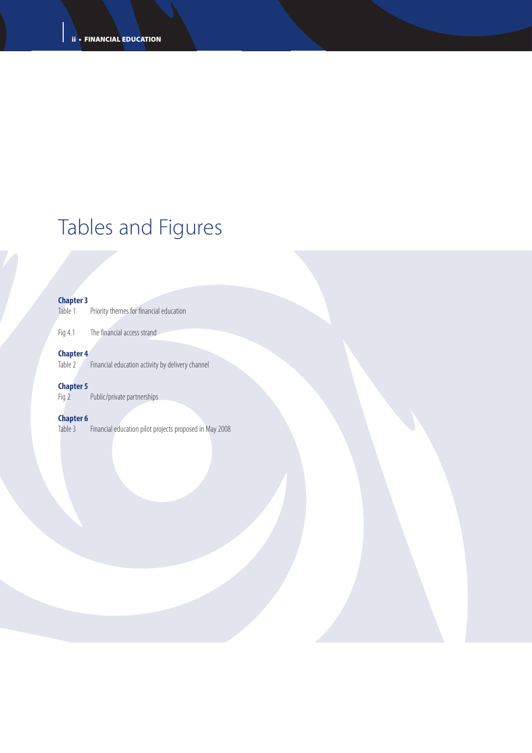# Tables and Figures

**Chapter 3**

Table 1 Priority themes for financial education

Fig 4.1 The financial access strand

**Chapter 4**

Table 2 Financial education activity by delivery channel

**Chapter 5**

Fig 2 Public/private partnerships

**Chapter 6**

Table 3 Financial education pilot projects proposed in May 2008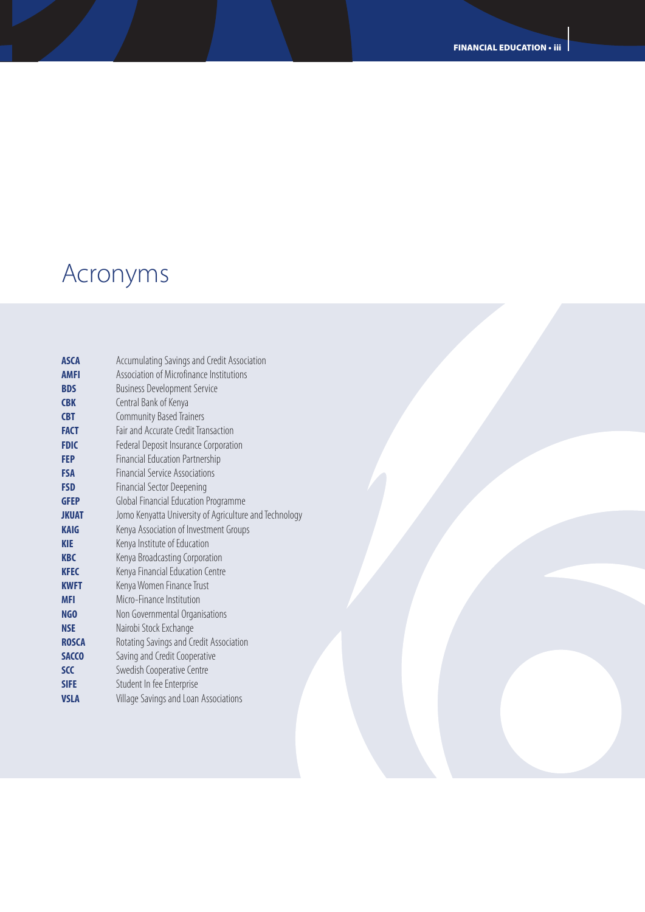# Acronyms

| | |
|---|---|
| **ASCA** | Accumulating Savings and Credit Association |
| **AMFI** | Association of Microfinance Institutions |
| **BDS** | Business Development Service |
| **CBK** | Central Bank of Kenya |
| **CBT** | Community Based Trainers |
| **FACT** | Fair and Accurate Credit Transaction |
| **FDIC** | Federal Deposit Insurance Corporation |
| **FEP** | Financial Education Partnership |
| **FSA** | Financial Service Associations |
| **FSD** | Financial Sector Deepening |
| **GFEP** | Global Financial Education Programme |
| **JKUAT** | Jomo Kenyatta University of Agriculture and Technology |
| **KAIG** | Kenya Association of Investment Groups |
| **KIE** | Kenya Institute of Education |
| **KBC** | Kenya Broadcasting Corporation |
| **KFEC** | Kenya Financial Education Centre |
| **KWFT** | Kenya Women Finance Trust |
| **MFI** | Micro-Finance Institution |
| **NGO** | Non Governmental Organisations |
| **NSE** | Nairobi Stock Exchange |
| **ROSCA** | Rotating Savings and Credit Association |
| **SACCO** | Saving and Credit Cooperative |
| **SCC** | Swedish Cooperative Centre |
| **SIFE** | Student In fee Enterprise |
| **VSLA** | Village Savings and Loan Associations |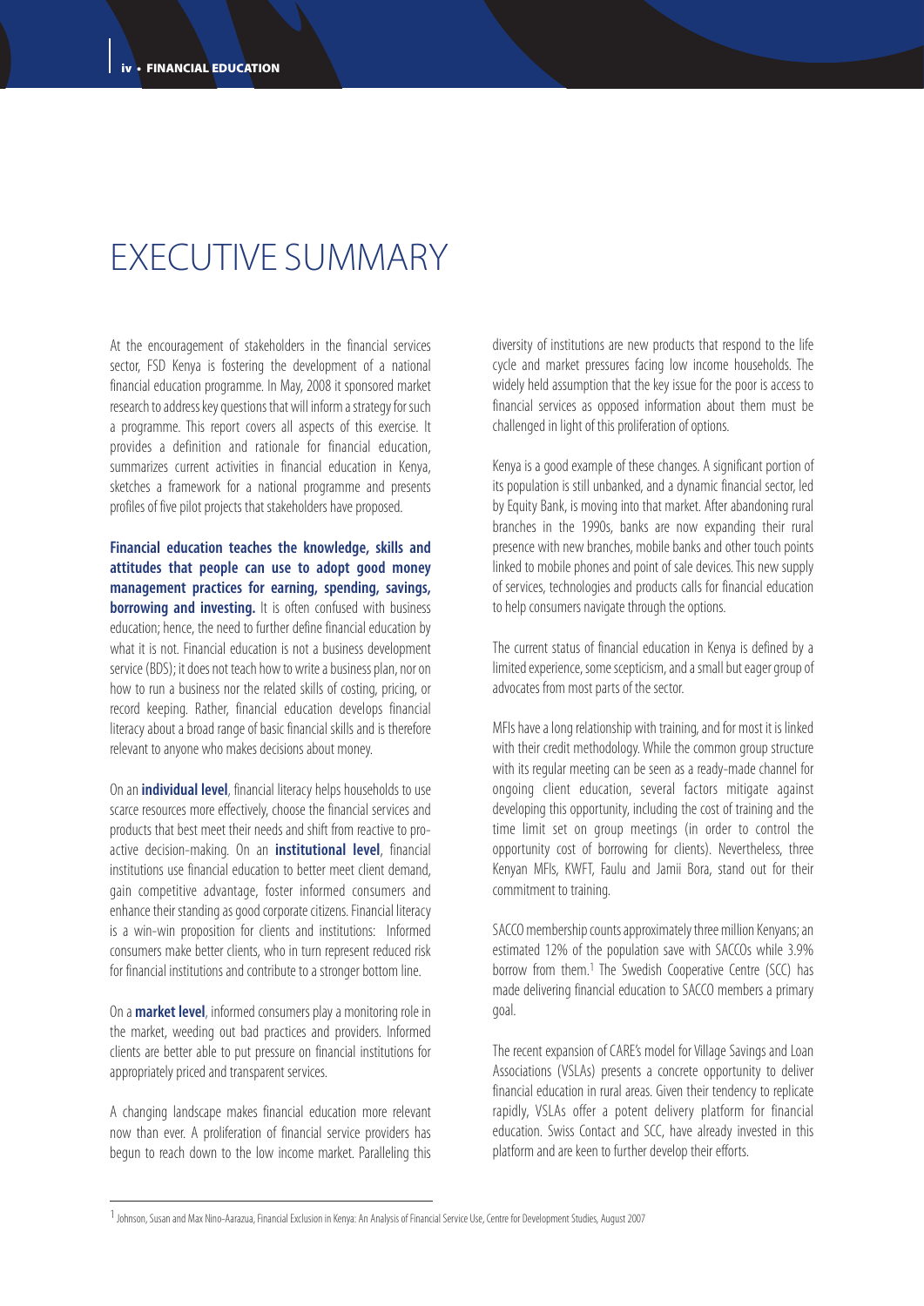# EXECUTIVE SUMMARY

At the encouragement of stakeholders in the financial services sector, FSD Kenya is fostering the development of a national financial education programme. In May, 2008 it sponsored market research to address key questions that will inform a strategy for such a programme. This report covers all aspects of this exercise. It provides a definition and rationale for financial education, summarizes current activities in financial education in Kenya, sketches a framework for a national programme and presents profiles of five pilot projects that stakeholders have proposed.

**Financial education teaches the knowledge, skills and attitudes that people can use to adopt good money management practices for earning, spending, savings, borrowing and investing.** It is often confused with business education; hence, the need to further define financial education by what it is not. Financial education is not a business development service (BDS); it does not teach how to write a business plan, nor on how to run a business nor the related skills of costing, pricing, or record keeping. Rather, financial education develops financial literacy about a broad range of basic financial skills and is therefore relevant to anyone who makes decisions about money.

On an **individual level**, financial literacy helps households to use scarce resources more effectively, choose the financial services and products that best meet their needs and shift from reactive to pro-active decision-making. On an **institutional level**, financial institutions use financial education to better meet client demand, gain competitive advantage, foster informed consumers and enhance their standing as good corporate citizens. Financial literacy is a win-win proposition for clients and institutions: Informed consumers make better clients, who in turn represent reduced risk for financial institutions and contribute to a stronger bottom line.

On a **market level**, informed consumers play a monitoring role in the market, weeding out bad practices and providers. Informed clients are better able to put pressure on financial institutions for appropriately priced and transparent services.

A changing landscape makes financial education more relevant now than ever. A proliferation of financial service providers has begun to reach down to the low income market. Paralleling this diversity of institutions are new products that respond to the life cycle and market pressures facing low income households. The widely held assumption that the key issue for the poor is access to financial services as opposed information about them must be challenged in light of this proliferation of options.

Kenya is a good example of these changes. A significant portion of its population is still unbanked, and a dynamic financial sector, led by Equity Bank, is moving into that market. After abandoning rural branches in the 1990s, banks are now expanding their rural presence with new branches, mobile banks and other touch points linked to mobile phones and point of sale devices. This new supply of services, technologies and products calls for financial education to help consumers navigate through the options.

The current status of financial education in Kenya is defined by a limited experience, some scepticism, and a small but eager group of advocates from most parts of the sector.

MFIs have a long relationship with training, and for most it is linked with their credit methodology. While the common group structure with its regular meeting can be seen as a ready-made channel for ongoing client education, several factors mitigate against developing this opportunity, including the cost of training and the time limit set on group meetings (in order to control the opportunity cost of borrowing for clients). Nevertheless, three Kenyan MFIs, KWFT, Faulu and Jamii Bora, stand out for their commitment to training.

SACCO membership counts approximately three million Kenyans; an estimated 12% of the population save with SACCOs while 3.9% borrow from them.[1] The Swedish Cooperative Centre (SCC) has made delivering financial education to SACCO members a primary goal.

The recent expansion of CARE's model for Village Savings and Loan Associations (VSLAs) presents a concrete opportunity to deliver financial education in rural areas. Given their tendency to replicate rapidly, VSLAs offer a potent delivery platform for financial education. Swiss Contact and SCC, have already invested in this platform and are keen to further develop their efforts.

---

[1] Johnson, Susan and Max Nino-Aarazua, Financial Exclusion in Kenya: An Analysis of Financial Service Use, Centre for Development Studies, August 2007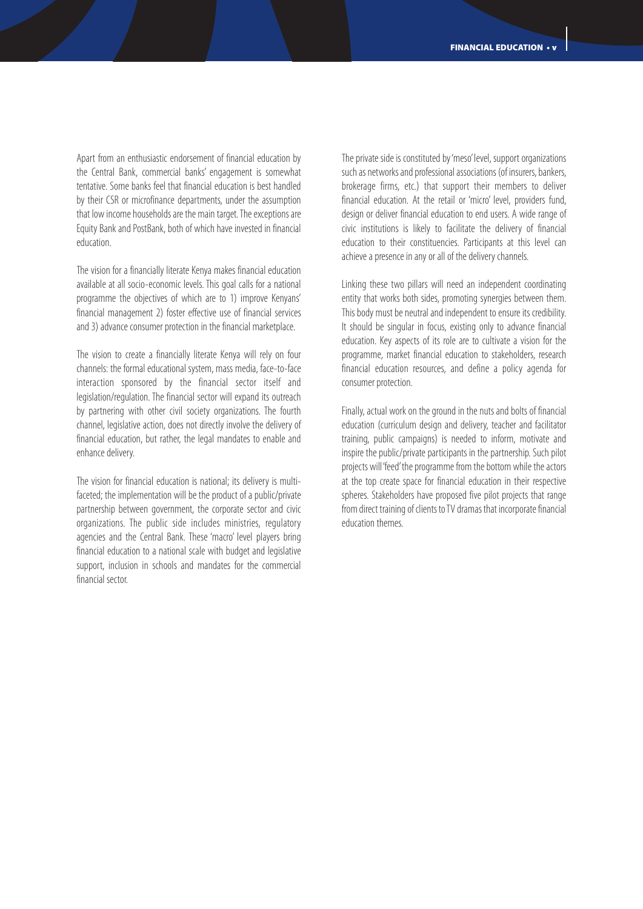Apart from an enthusiastic endorsement of financial education by the Central Bank, commercial banks' engagement is somewhat tentative. Some banks feel that financial education is best handled by their CSR or microfinance departments, under the assumption that low income households are the main target. The exceptions are Equity Bank and PostBank, both of which have invested in financial education.

The vision for a financially literate Kenya makes financial education available at all socio-economic levels. This goal calls for a national programme the objectives of which are to 1) improve Kenyans' financial management 2) foster effective use of financial services and 3) advance consumer protection in the financial marketplace.

The vision to create a financially literate Kenya will rely on four channels: the formal educational system, mass media, face-to-face interaction sponsored by the financial sector itself and legislation/regulation. The financial sector will expand its outreach by partnering with other civil society organizations. The fourth channel, legislative action, does not directly involve the delivery of financial education, but rather, the legal mandates to enable and enhance delivery.

The vision for financial education is national; its delivery is multi-faceted; the implementation will be the product of a public/private partnership between government, the corporate sector and civic organizations. The public side includes ministries, regulatory agencies and the Central Bank. These 'macro' level players bring financial education to a national scale with budget and legislative support, inclusion in schools and mandates for the commercial financial sector.

The private side is constituted by 'meso' level, support organizations such as networks and professional associations (of insurers, bankers, brokerage firms, etc.) that support their members to deliver financial education. At the retail or 'micro' level, providers fund, design or deliver financial education to end users. A wide range of civic institutions is likely to facilitate the delivery of financial education to their constituencies. Participants at this level can achieve a presence in any or all of the delivery channels.

Linking these two pillars will need an independent coordinating entity that works both sides, promoting synergies between them. This body must be neutral and independent to ensure its credibility. It should be singular in focus, existing only to advance financial education. Key aspects of its role are to cultivate a vision for the programme, market financial education to stakeholders, research financial education resources, and define a policy agenda for consumer protection.

Finally, actual work on the ground in the nuts and bolts of financial education (curriculum design and delivery, teacher and facilitator training, public campaigns) is needed to inform, motivate and inspire the public/private participants in the partnership. Such pilot projects will 'feed' the programme from the bottom while the actors at the top create space for financial education in their respective spheres. Stakeholders have proposed five pilot projects that range from direct training of clients to TV dramas that incorporate financial education themes.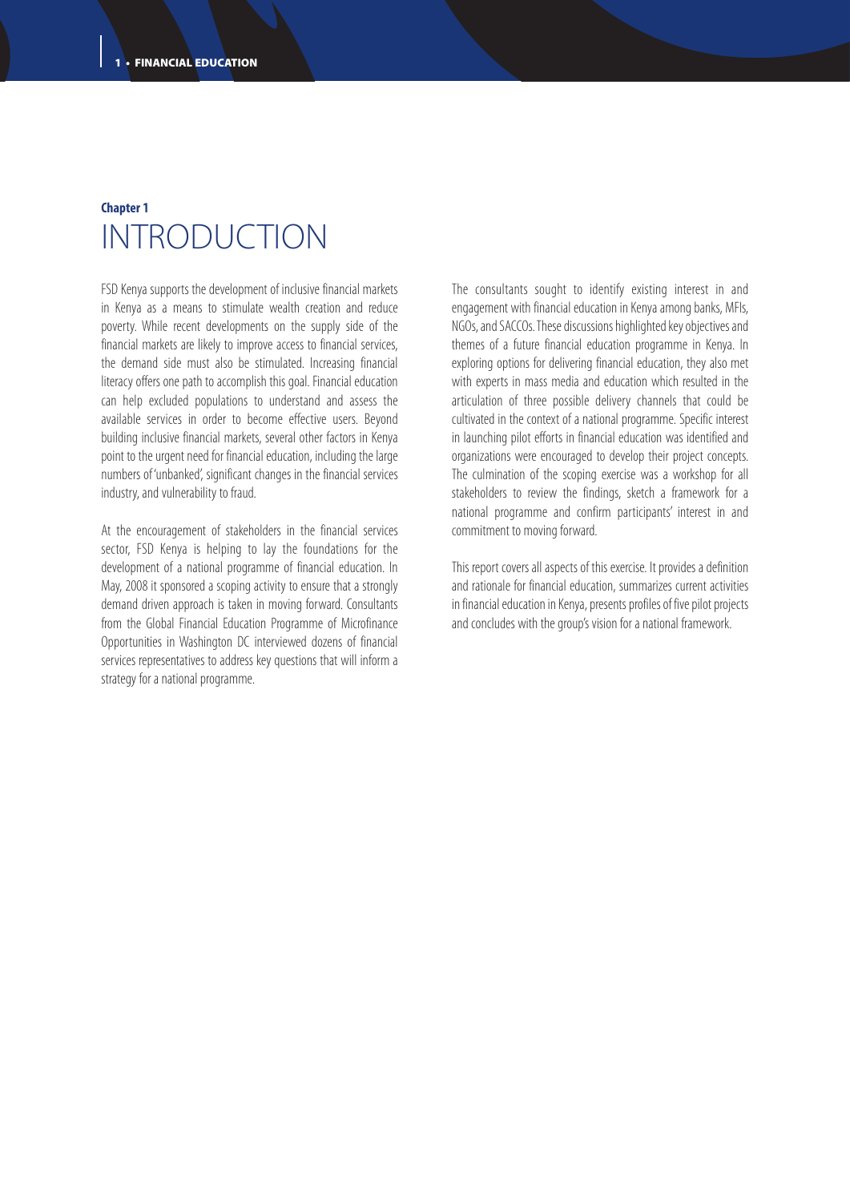**Chapter 1**

# INTRODUCTION

FSD Kenya supports the development of inclusive financial markets in Kenya as a means to stimulate wealth creation and reduce poverty. While recent developments on the supply side of the financial markets are likely to improve access to financial services, the demand side must also be stimulated. Increasing financial literacy offers one path to accomplish this goal. Financial education can help excluded populations to understand and assess the available services in order to become effective users. Beyond building inclusive financial markets, several other factors in Kenya point to the urgent need for financial education, including the large numbers of 'unbanked', significant changes in the financial services industry, and vulnerability to fraud.

At the encouragement of stakeholders in the financial services sector, FSD Kenya is helping to lay the foundations for the development of a national programme of financial education. In May, 2008 it sponsored a scoping activity to ensure that a strongly demand driven approach is taken in moving forward. Consultants from the Global Financial Education Programme of Microfinance Opportunities in Washington DC interviewed dozens of financial services representatives to address key questions that will inform a strategy for a national programme.

The consultants sought to identify existing interest in and engagement with financial education in Kenya among banks, MFIs, NGOs, and SACCOs. These discussions highlighted key objectives and themes of a future financial education programme in Kenya. In exploring options for delivering financial education, they also met with experts in mass media and education which resulted in the articulation of three possible delivery channels that could be cultivated in the context of a national programme. Specific interest in launching pilot efforts in financial education was identified and organizations were encouraged to develop their project concepts. The culmination of the scoping exercise was a workshop for all stakeholders to review the findings, sketch a framework for a national programme and confirm participants' interest in and commitment to moving forward.

This report covers all aspects of this exercise. It provides a definition and rationale for financial education, summarizes current activities in financial education in Kenya, presents profiles of five pilot projects and concludes with the group's vision for a national framework.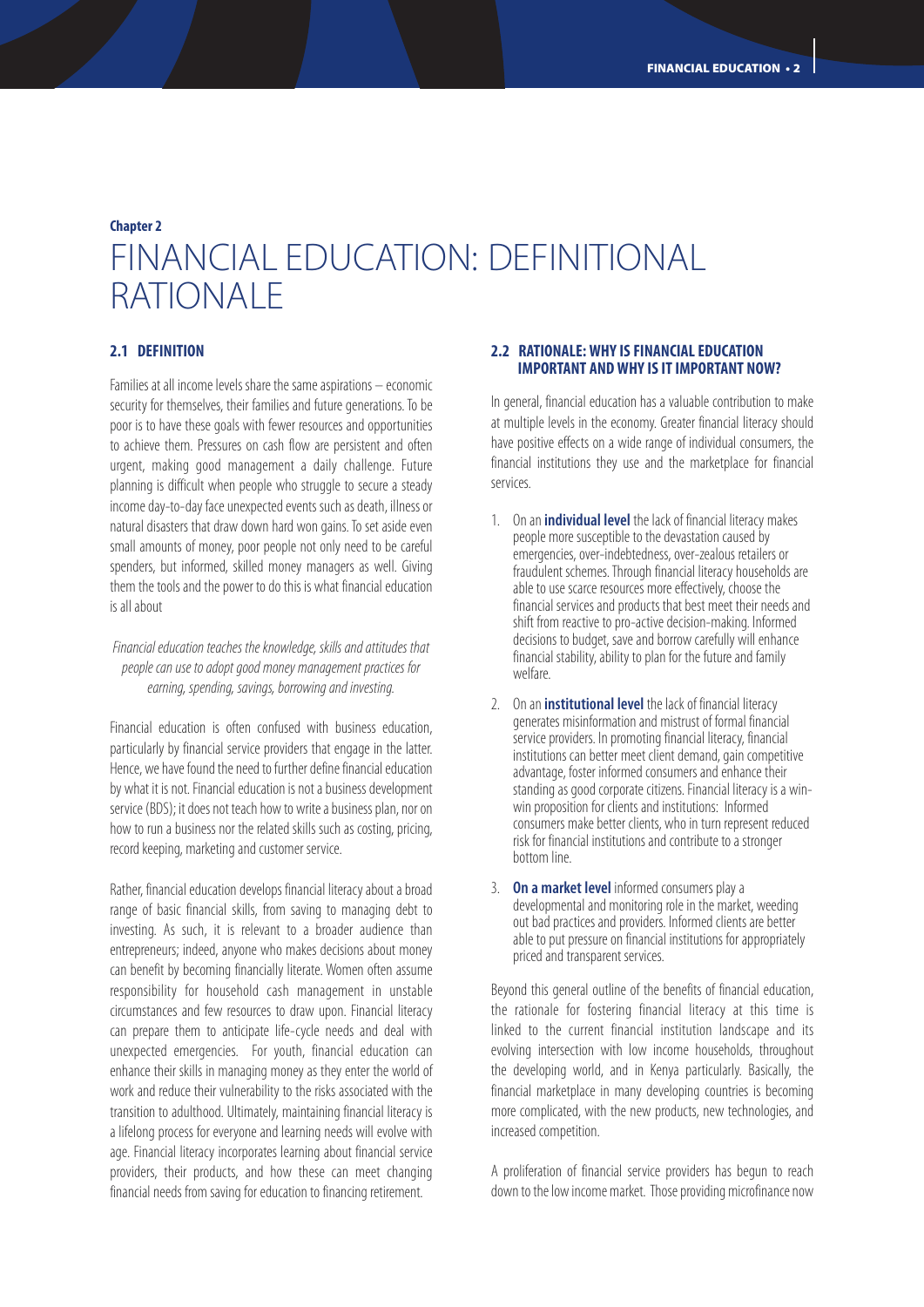**Chapter 2**

# FINANCIAL EDUCATION: DEFINITIONAL RATIONALE

## 2.1 DEFINITION

Families at all income levels share the same aspirations – economic security for themselves, their families and future generations. To be poor is to have these goals with fewer resources and opportunities to achieve them. Pressures on cash flow are persistent and often urgent, making good management a daily challenge. Future planning is difficult when people who struggle to secure a steady income day-to-day face unexpected events such as death, illness or natural disasters that draw down hard won gains. To set aside even small amounts of money, poor people not only need to be careful spenders, but informed, skilled money managers as well. Giving them the tools and the power to do this is what financial education is all about

*Financial education teaches the knowledge, skills and attitudes that people can use to adopt good money management practices for earning, spending, savings, borrowing and investing.*

Financial education is often confused with business education, particularly by financial service providers that engage in the latter. Hence, we have found the need to further define financial education by what it is not. Financial education is not a business development service (BDS); it does not teach how to write a business plan, nor on how to run a business nor the related skills such as costing, pricing, record keeping, marketing and customer service.

Rather, financial education develops financial literacy about a broad range of basic financial skills, from saving to managing debt to investing. As such, it is relevant to a broader audience than entrepreneurs; indeed, anyone who makes decisions about money can benefit by becoming financially literate. Women often assume responsibility for household cash management in unstable circumstances and few resources to draw upon. Financial literacy can prepare them to anticipate life-cycle needs and deal with unexpected emergencies. For youth, financial education can enhance their skills in managing money as they enter the world of work and reduce their vulnerability to the risks associated with the transition to adulthood. Ultimately, maintaining financial literacy is a lifelong process for everyone and learning needs will evolve with age. Financial literacy incorporates learning about financial service providers, their products, and how these can meet changing financial needs from saving for education to financing retirement.

## 2.2 RATIONALE: WHY IS FINANCIAL EDUCATION IMPORTANT AND WHY IS IT IMPORTANT NOW?

In general, financial education has a valuable contribution to make at multiple levels in the economy. Greater financial literacy should have positive effects on a wide range of individual consumers, the financial institutions they use and the marketplace for financial services.

1. On an **individual level** the lack of financial literacy makes people more susceptible to the devastation caused by emergencies, over-indebtedness, over-zealous retailers or fraudulent schemes. Through financial literacy households are able to use scarce resources more effectively, choose the financial services and products that best meet their needs and shift from reactive to pro-active decision-making. Informed decisions to budget, save and borrow carefully will enhance financial stability, ability to plan for the future and family welfare.
2. On an **institutional level** the lack of financial literacy generates misinformation and mistrust of formal financial service providers. In promoting financial literacy, financial institutions can better meet client demand, gain competitive advantage, foster informed consumers and enhance their standing as good corporate citizens. Financial literacy is a win-win proposition for clients and institutions: Informed consumers make better clients, who in turn represent reduced risk for financial institutions and contribute to a stronger bottom line.
3. **On a market level** informed consumers play a developmental and monitoring role in the market, weeding out bad practices and providers. Informed clients are better able to put pressure on financial institutions for appropriately priced and transparent services.

Beyond this general outline of the benefits of financial education, the rationale for fostering financial literacy at this time is linked to the current financial institution landscape and its evolving intersection with low income households, throughout the developing world, and in Kenya particularly. Basically, the financial marketplace in many developing countries is becoming more complicated, with the new products, new technologies, and increased competition.

A proliferation of financial service providers has begun to reach down to the low income market. Those providing microfinance now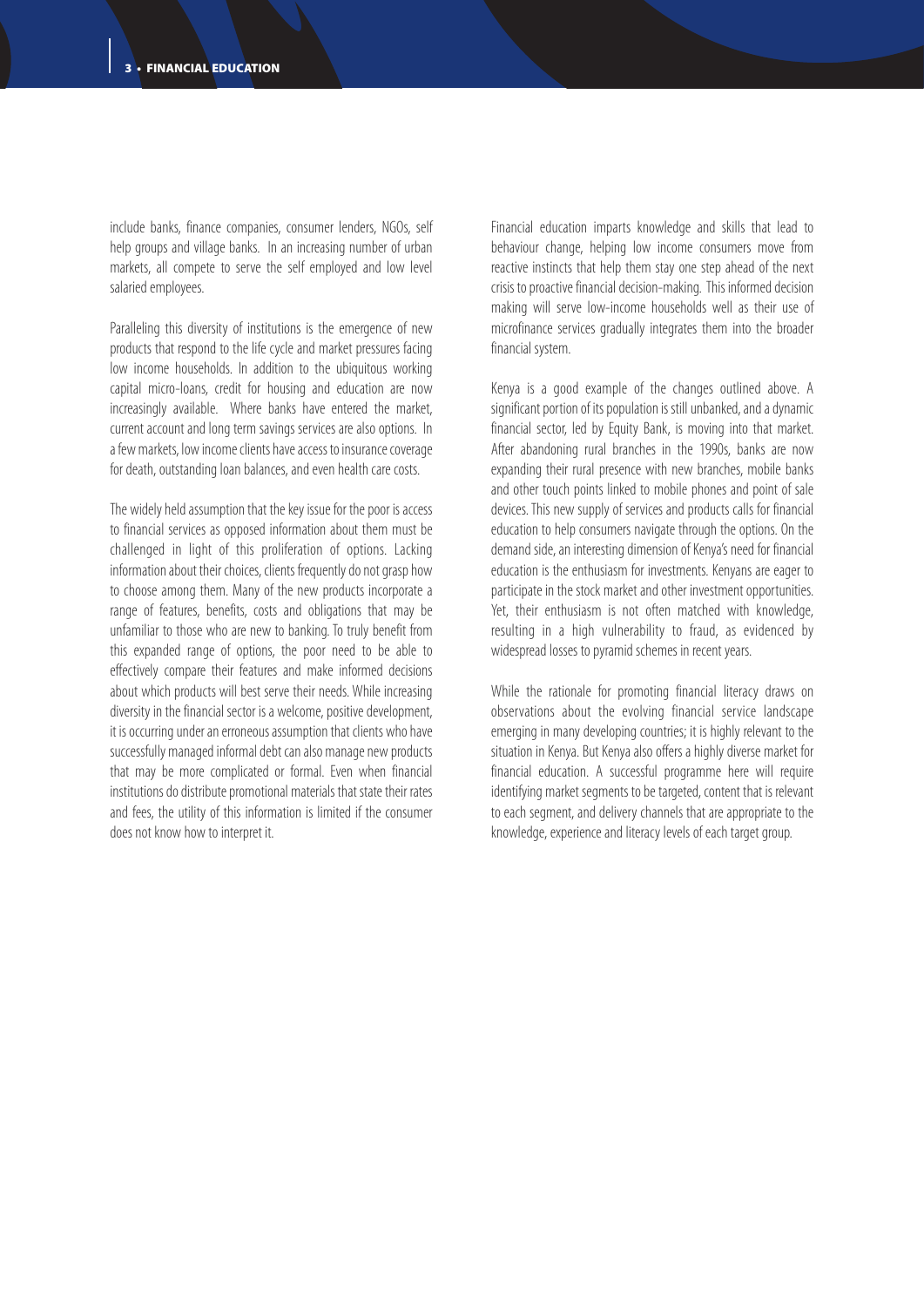include banks, finance companies, consumer lenders, NGOs, self help groups and village banks. In an increasing number of urban markets, all compete to serve the self employed and low level salaried employees.

Paralleling this diversity of institutions is the emergence of new products that respond to the life cycle and market pressures facing low income households. In addition to the ubiquitous working capital micro-loans, credit for housing and education are now increasingly available. Where banks have entered the market, current account and long term savings services are also options. In a few markets, low income clients have access to insurance coverage for death, outstanding loan balances, and even health care costs.

The widely held assumption that the key issue for the poor is access to financial services as opposed information about them must be challenged in light of this proliferation of options. Lacking information about their choices, clients frequently do not grasp how to choose among them. Many of the new products incorporate a range of features, benefits, costs and obligations that may be unfamiliar to those who are new to banking. To truly benefit from this expanded range of options, the poor need to be able to effectively compare their features and make informed decisions about which products will best serve their needs. While increasing diversity in the financial sector is a welcome, positive development, it is occurring under an erroneous assumption that clients who have successfully managed informal debt can also manage new products that may be more complicated or formal. Even when financial institutions do distribute promotional materials that state their rates and fees, the utility of this information is limited if the consumer does not know how to interpret it.

Financial education imparts knowledge and skills that lead to behaviour change, helping low income consumers move from reactive instincts that help them stay one step ahead of the next crisis to proactive financial decision-making. This informed decision making will serve low-income households well as their use of microfinance services gradually integrates them into the broader financial system.

Kenya is a good example of the changes outlined above. A significant portion of its population is still unbanked, and a dynamic financial sector, led by Equity Bank, is moving into that market. After abandoning rural branches in the 1990s, banks are now expanding their rural presence with new branches, mobile banks and other touch points linked to mobile phones and point of sale devices. This new supply of services and products calls for financial education to help consumers navigate through the options. On the demand side, an interesting dimension of Kenya's need for financial education is the enthusiasm for investments. Kenyans are eager to participate in the stock market and other investment opportunities. Yet, their enthusiasm is not often matched with knowledge, resulting in a high vulnerability to fraud, as evidenced by widespread losses to pyramid schemes in recent years.

While the rationale for promoting financial literacy draws on observations about the evolving financial service landscape emerging in many developing countries; it is highly relevant to the situation in Kenya. But Kenya also offers a highly diverse market for financial education. A successful programme here will require identifying market segments to be targeted, content that is relevant to each segment, and delivery channels that are appropriate to the knowledge, experience and literacy levels of each target group.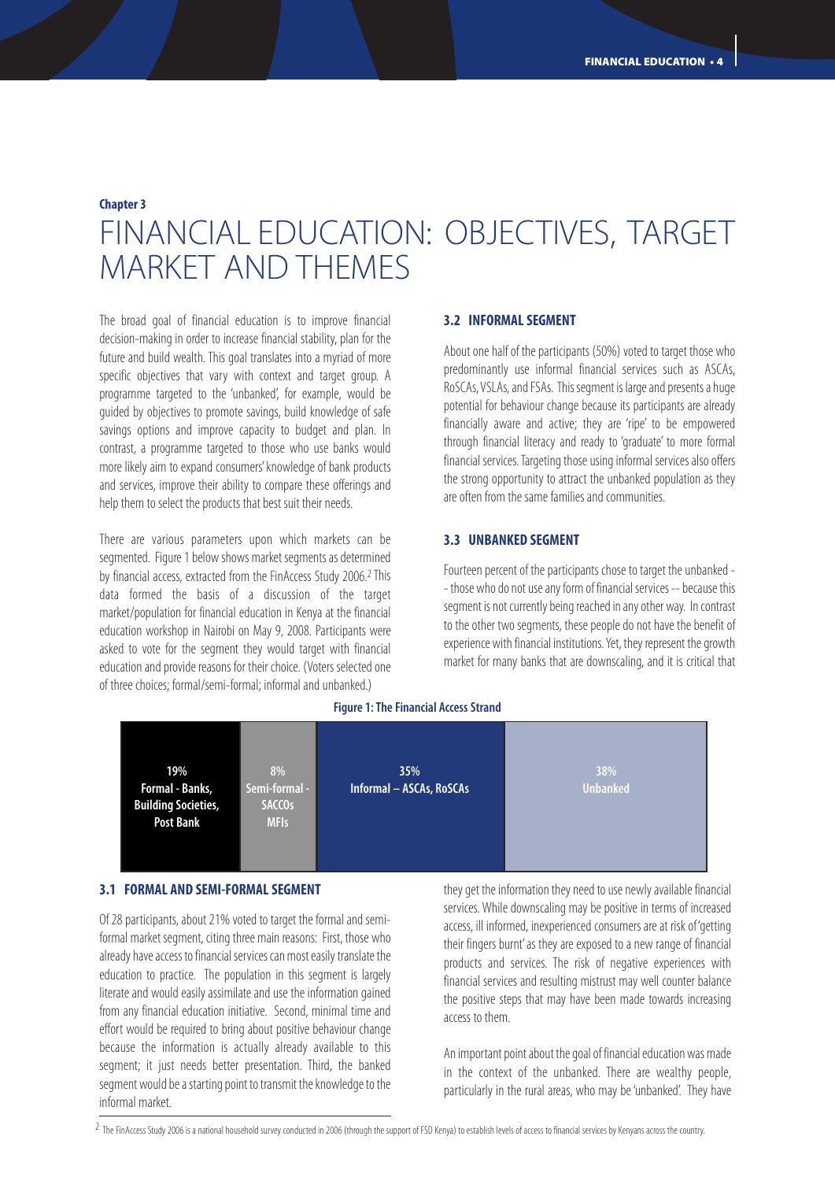**Chapter 3**

# FINANCIAL EDUCATION: OBJECTIVES, TARGET MARKET AND THEMES

The broad goal of financial education is to improve financial decision-making in order to increase financial stability, plan for the future and build wealth. This goal translates into a myriad of more specific objectives that vary with context and target group. A programme targeted to the 'unbanked', for example, would be guided by objectives to promote savings, build knowledge of safe savings options and improve capacity to budget and plan. In contrast, a programme targeted to those who use banks would more likely aim to expand consumers' knowledge of bank products and services, improve their ability to compare these offerings and help them to select the products that best suit their needs.

There are various parameters upon which markets can be segmented. Figure 1 below shows market segments as determined by financial access, extracted from the FinAccess Study 2006.[2] This data formed the basis of a discussion of the target market/population for financial education in Kenya at the financial education workshop in Nairobi on May 9, 2008. Participants were asked to vote for the segment they would target with financial education and provide reasons for their choice. (Voters selected one of three choices; formal/semi-formal; informal and unbanked.)

**Figure 1: The Financial Access Strand**

| 19% Formal - Banks, Building Societies, Post Bank | 8% Semi-formal - SACCOs MFIs | 35% Informal – ASCAs, RoSCAs | 38% Unbanked |
|---|---|---|---|

### 3.1 FORMAL AND SEMI-FORMAL SEGMENT

Of 28 participants, about 21% voted to target the formal and semi-formal market segment, citing three main reasons: First, those who already have access to financial services can most easily translate the education to practice. The population in this segment is largely literate and would easily assimilate and use the information gained from any financial education initiative. Second, minimal time and effort would be required to bring about positive behaviour change because the information is actually already available to this segment; it just needs better presentation. Third, the banked segment would be a starting point to transmit the knowledge to the informal market.

### 3.2 INFORMAL SEGMENT

About one half of the participants (50%) voted to target those who predominantly use informal financial services such as ASCAs, RoSCAs, VSLAs, and FSAs. This segment is large and presents a huge potential for behaviour change because its participants are already financially aware and active; they are 'ripe' to be empowered through financial literacy and ready to 'graduate' to more formal financial services. Targeting those using informal services also offers the strong opportunity to attract the unbanked population as they are often from the same families and communities.

### 3.3 UNBANKED SEGMENT

Fourteen percent of the participants chose to target the unbanked -- those who do not use any form of financial services -- because this segment is not currently being reached in any other way. In contrast to the other two segments, these people do not have the benefit of experience with financial institutions. Yet, they represent the growth market for many banks that are downscaling, and it is critical that they get the information they need to use newly available financial services. While downscaling may be positive in terms of increased access, ill informed, inexperienced consumers are at risk of 'getting their fingers burnt' as they are exposed to a new range of financial products and services. The risk of negative experiences with financial services and resulting mistrust may well counter balance the positive steps that may have been made towards increasing access to them.

An important point about the goal of financial education was made in the context of the unbanked. There are wealthy people, particularly in the rural areas, who may be 'unbanked'. They have

[2] The FinAccess Study 2006 is a national household survey conducted in 2006 (through the support of FSD Kenya) to establish levels of access to financial services by Kenyans across the country.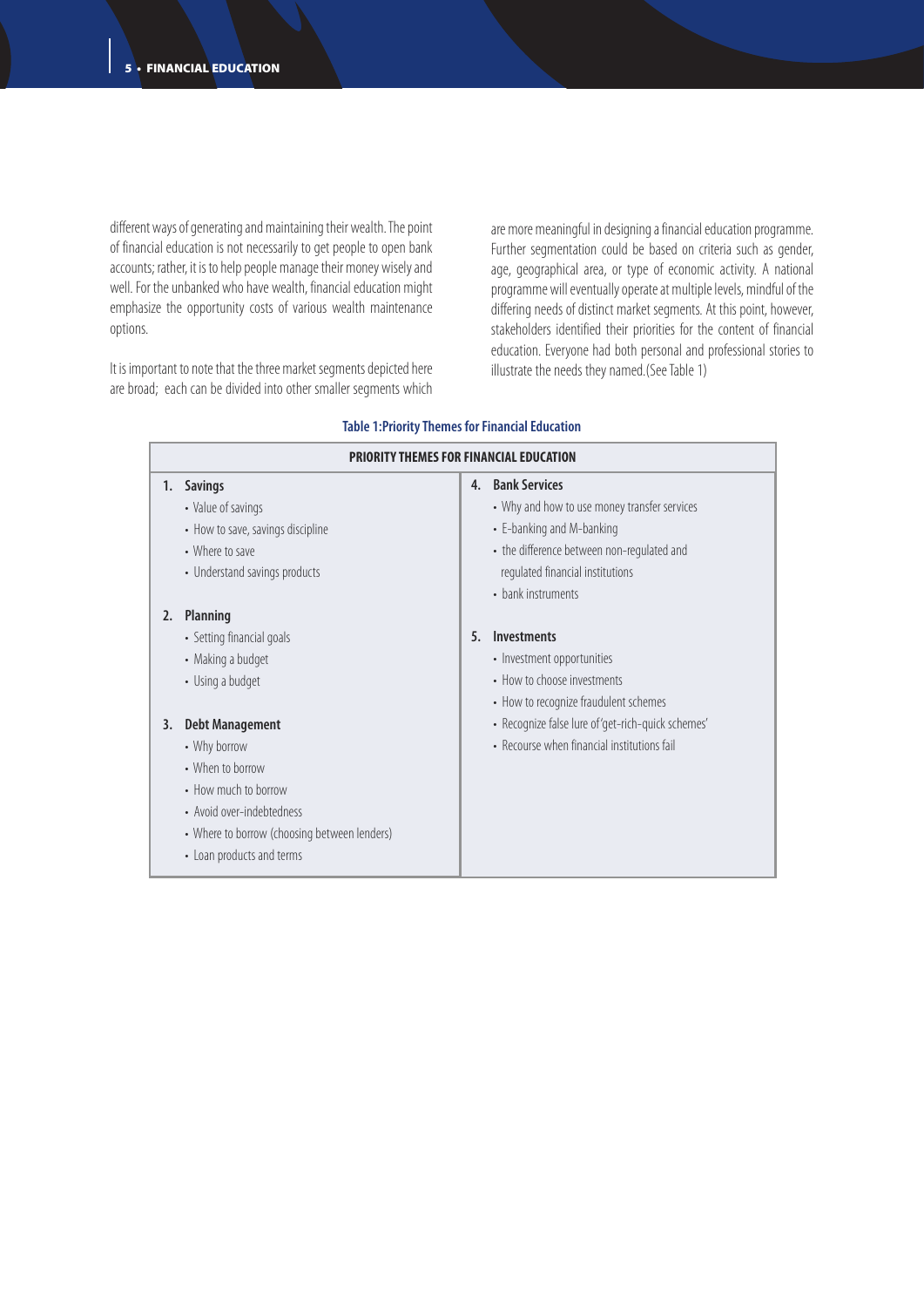different ways of generating and maintaining their wealth. The point of financial education is not necessarily to get people to open bank accounts; rather, it is to help people manage their money wisely and well. For the unbanked who have wealth, financial education might emphasize the opportunity costs of various wealth maintenance options.

It is important to note that the three market segments depicted here are broad; each can be divided into other smaller segments which are more meaningful in designing a financial education programme. Further segmentation could be based on criteria such as gender, age, geographical area, or type of economic activity. A national programme will eventually operate at multiple levels, mindful of the differing needs of distinct market segments. At this point, however, stakeholders identified their priorities for the content of financial education. Everyone had both personal and professional stories to illustrate the needs they named. (See Table 1)

**Table 1: Priority Themes for Financial Education**

| PRIORITY THEMES FOR FINANCIAL EDUCATION | |
|---|---|
| **1. Savings**<br>• Value of savings<br>• How to save, savings discipline<br>• Where to save<br>• Understand savings products<br><br>**2. Planning**<br>• Setting financial goals<br>• Making a budget<br>• Using a budget<br><br>**3. Debt Management**<br>• Why borrow<br>• When to borrow<br>• How much to borrow<br>• Avoid over-indebtedness<br>• Where to borrow (choosing between lenders)<br>• Loan products and terms | **4. Bank Services**<br>• Why and how to use money transfer services<br>• E-banking and M-banking<br>• the difference between non-regulated and regulated financial institutions<br>• bank instruments<br><br>**5. Investments**<br>• Investment opportunities<br>• How to choose investments<br>• How to recognize fraudulent schemes<br>• Recognize false lure of 'get-rich-quick schemes'<br>• Recourse when financial institutions fail |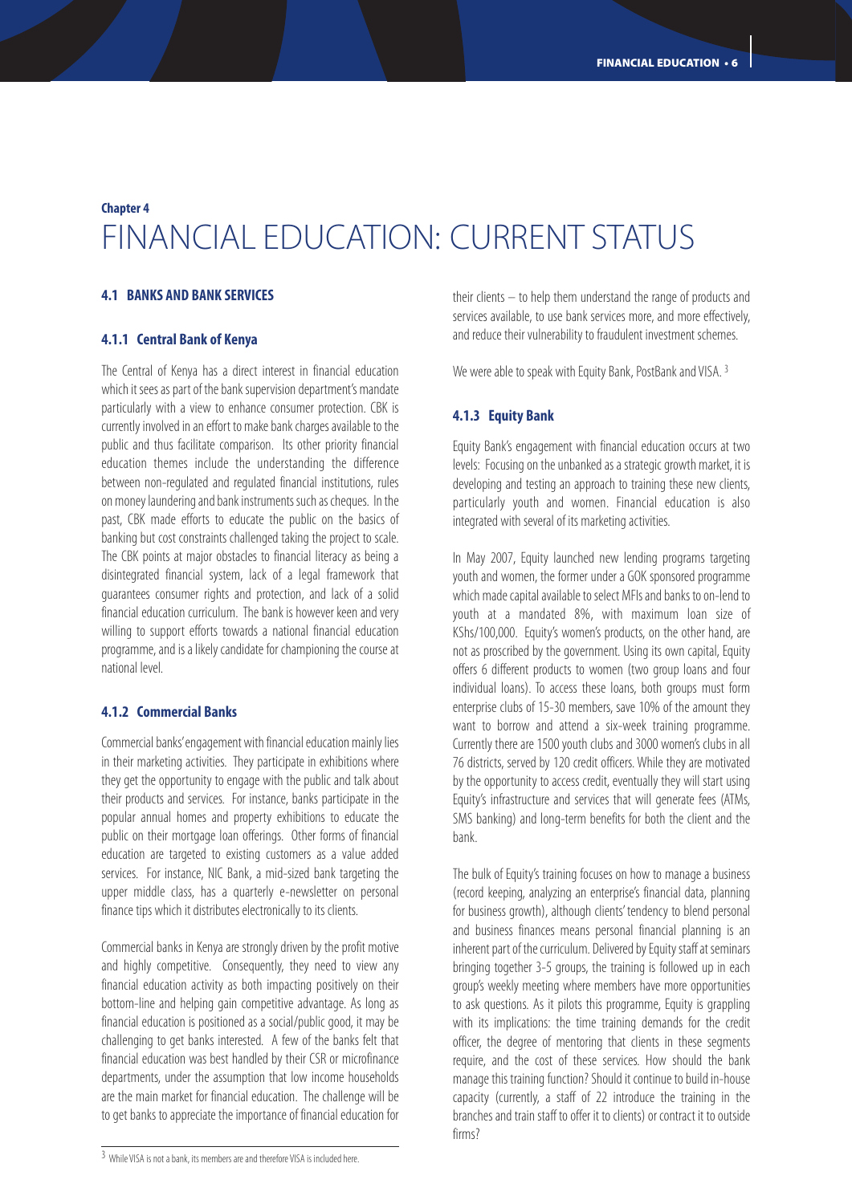**Chapter 4**

# FINANCIAL EDUCATION: CURRENT STATUS

### 4.1 BANKS AND BANK SERVICES

#### 4.1.1 Central Bank of Kenya

The Central of Kenya has a direct interest in financial education which it sees as part of the bank supervision department's mandate particularly with a view to enhance consumer protection. CBK is currently involved in an effort to make bank charges available to the public and thus facilitate comparison. Its other priority financial education themes include the understanding the difference between non-regulated and regulated financial institutions, rules on money laundering and bank instruments such as cheques. In the past, CBK made efforts to educate the public on the basics of banking but cost constraints challenged taking the project to scale. The CBK points at major obstacles to financial literacy as being a disintegrated financial system, lack of a legal framework that guarantees consumer rights and protection, and lack of a solid financial education curriculum. The bank is however keen and very willing to support efforts towards a national financial education programme, and is a likely candidate for championing the course at national level.

#### 4.1.2 Commercial Banks

Commercial banks' engagement with financial education mainly lies in their marketing activities. They participate in exhibitions where they get the opportunity to engage with the public and talk about their products and services. For instance, banks participate in the popular annual homes and property exhibitions to educate the public on their mortgage loan offerings. Other forms of financial education are targeted to existing customers as a value added services. For instance, NIC Bank, a mid-sized bank targeting the upper middle class, has a quarterly e-newsletter on personal finance tips which it distributes electronically to its clients.

Commercial banks in Kenya are strongly driven by the profit motive and highly competitive. Consequently, they need to view any financial education activity as both impacting positively on their bottom-line and helping gain competitive advantage. As long as financial education is positioned as a social/public good, it may be challenging to get banks interested. A few of the banks felt that financial education was best handled by their CSR or microfinance departments, under the assumption that low income households are the main market for financial education. The challenge will be to get banks to appreciate the importance of financial education for their clients – to help them understand the range of products and services available, to use bank services more, and more effectively, and reduce their vulnerability to fraudulent investment schemes.

We were able to speak with Equity Bank, PostBank and VISA. [3]

#### 4.1.3 Equity Bank

Equity Bank's engagement with financial education occurs at two levels: Focusing on the unbanked as a strategic growth market, it is developing and testing an approach to training these new clients, particularly youth and women. Financial education is also integrated with several of its marketing activities.

In May 2007, Equity launched new lending programs targeting youth and women, the former under a GOK sponsored programme which made capital available to select MFIs and banks to on-lend to youth at a mandated 8%, with maximum loan size of KShs/100,000. Equity's women's products, on the other hand, are not as proscribed by the government. Using its own capital, Equity offers 6 different products to women (two group loans and four individual loans). To access these loans, both groups must form enterprise clubs of 15-30 members, save 10% of the amount they want to borrow and attend a six-week training programme. Currently there are 1500 youth clubs and 3000 women's clubs in all 76 districts, served by 120 credit officers. While they are motivated by the opportunity to access credit, eventually they will start using Equity's infrastructure and services that will generate fees (ATMs, SMS banking) and long-term benefits for both the client and the bank.

The bulk of Equity's training focuses on how to manage a business (record keeping, analyzing an enterprise's financial data, planning for business growth), although clients' tendency to blend personal and business finances means personal financial planning is an inherent part of the curriculum. Delivered by Equity staff at seminars bringing together 3-5 groups, the training is followed up in each group's weekly meeting where members have more opportunities to ask questions. As it pilots this programme, Equity is grappling with its implications: the time training demands for the credit officer, the degree of mentoring that clients in these segments require, and the cost of these services. How should the bank manage this training function? Should it continue to build in-house capacity (currently, a staff of 22 introduce the training in the branches and train staff to offer it to clients) or contract it to outside firms?

---

[3] While VISA is not a bank, its members are and therefore VISA is included here.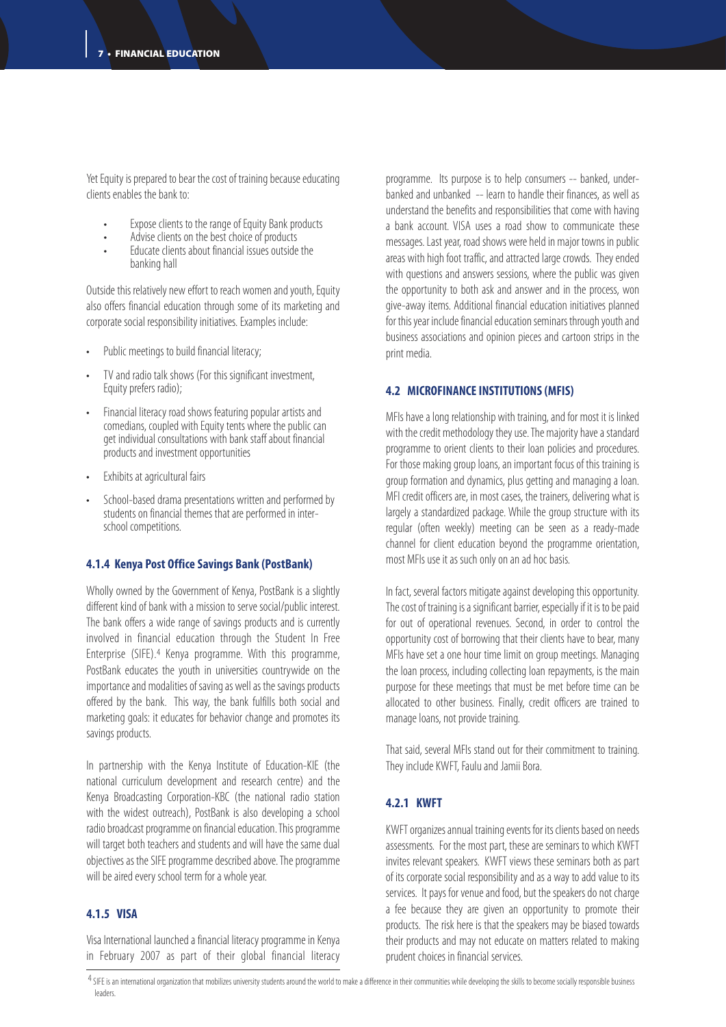Yet Equity is prepared to bear the cost of training because educating clients enables the bank to:

- Expose clients to the range of Equity Bank products
- Advise clients on the best choice of products
- Educate clients about financial issues outside the banking hall

Outside this relatively new effort to reach women and youth, Equity also offers financial education through some of its marketing and corporate social responsibility initiatives. Examples include:

- Public meetings to build financial literacy;
- TV and radio talk shows (For this significant investment, Equity prefers radio);
- Financial literacy road shows featuring popular artists and comedians, coupled with Equity tents where the public can get individual consultations with bank staff about financial products and investment opportunities
- Exhibits at agricultural fairs
- School-based drama presentations written and performed by students on financial themes that are performed in inter-school competitions.

#### 4.1.4 Kenya Post Office Savings Bank (PostBank)

Wholly owned by the Government of Kenya, PostBank is a slightly different kind of bank with a mission to serve social/public interest. The bank offers a wide range of savings products and is currently involved in financial education through the Student In Free Enterprise (SIFE).[4] Kenya programme. With this programme, PostBank educates the youth in universities countrywide on the importance and modalities of saving as well as the savings products offered by the bank. This way, the bank fulfills both social and marketing goals: it educates for behavior change and promotes its savings products.

In partnership with the Kenya Institute of Education-KIE (the national curriculum development and research centre) and the Kenya Broadcasting Corporation-KBC (the national radio station with the widest outreach), PostBank is also developing a school radio broadcast programme on financial education. This programme will target both teachers and students and will have the same dual objectives as the SIFE programme described above. The programme will be aired every school term for a whole year.

#### 4.1.5 VISA

Visa International launched a financial literacy programme in Kenya in February 2007 as part of their global financial literacy programme. Its purpose is to help consumers -- banked, under-banked and unbanked -- learn to handle their finances, as well as understand the benefits and responsibilities that come with having a bank account. VISA uses a road show to communicate these messages. Last year, road shows were held in major towns in public areas with high foot traffic, and attracted large crowds. They ended with questions and answers sessions, where the public was given the opportunity to both ask and answer and in the process, won give-away items. Additional financial education initiatives planned for this year include financial education seminars through youth and business associations and opinion pieces and cartoon strips in the print media.

### 4.2 MICROFINANCE INSTITUTIONS (MFIS)

MFIs have a long relationship with training, and for most it is linked with the credit methodology they use. The majority have a standard programme to orient clients to their loan policies and procedures. For those making group loans, an important focus of this training is group formation and dynamics, plus getting and managing a loan. MFI credit officers are, in most cases, the trainers, delivering what is largely a standardized package. While the group structure with its regular (often weekly) meeting can be seen as a ready-made channel for client education beyond the programme orientation, most MFIs use it as such only on an ad hoc basis.

In fact, several factors mitigate against developing this opportunity. The cost of training is a significant barrier, especially if it is to be paid for out of operational revenues. Second, in order to control the opportunity cost of borrowing that their clients have to bear, many MFIs have set a one hour time limit on group meetings. Managing the loan process, including collecting loan repayments, is the main purpose for these meetings that must be met before time can be allocated to other business. Finally, credit officers are trained to manage loans, not provide training.

That said, several MFIs stand out for their commitment to training. They include KWFT, Faulu and Jamii Bora.

#### 4.2.1 KWFT

KWFT organizes annual training events for its clients based on needs assessments. For the most part, these are seminars to which KWFT invites relevant speakers. KWFT views these seminars both as part of its corporate social responsibility and as a way to add value to its services. It pays for venue and food, but the speakers do not charge a fee because they are given an opportunity to promote their products. The risk here is that the speakers may be biased towards their products and may not educate on matters related to making prudent choices in financial services.

---

[4] SIFE is an international organization that mobilizes university students around the world to make a difference in their communities while developing the skills to become socially responsible business leaders.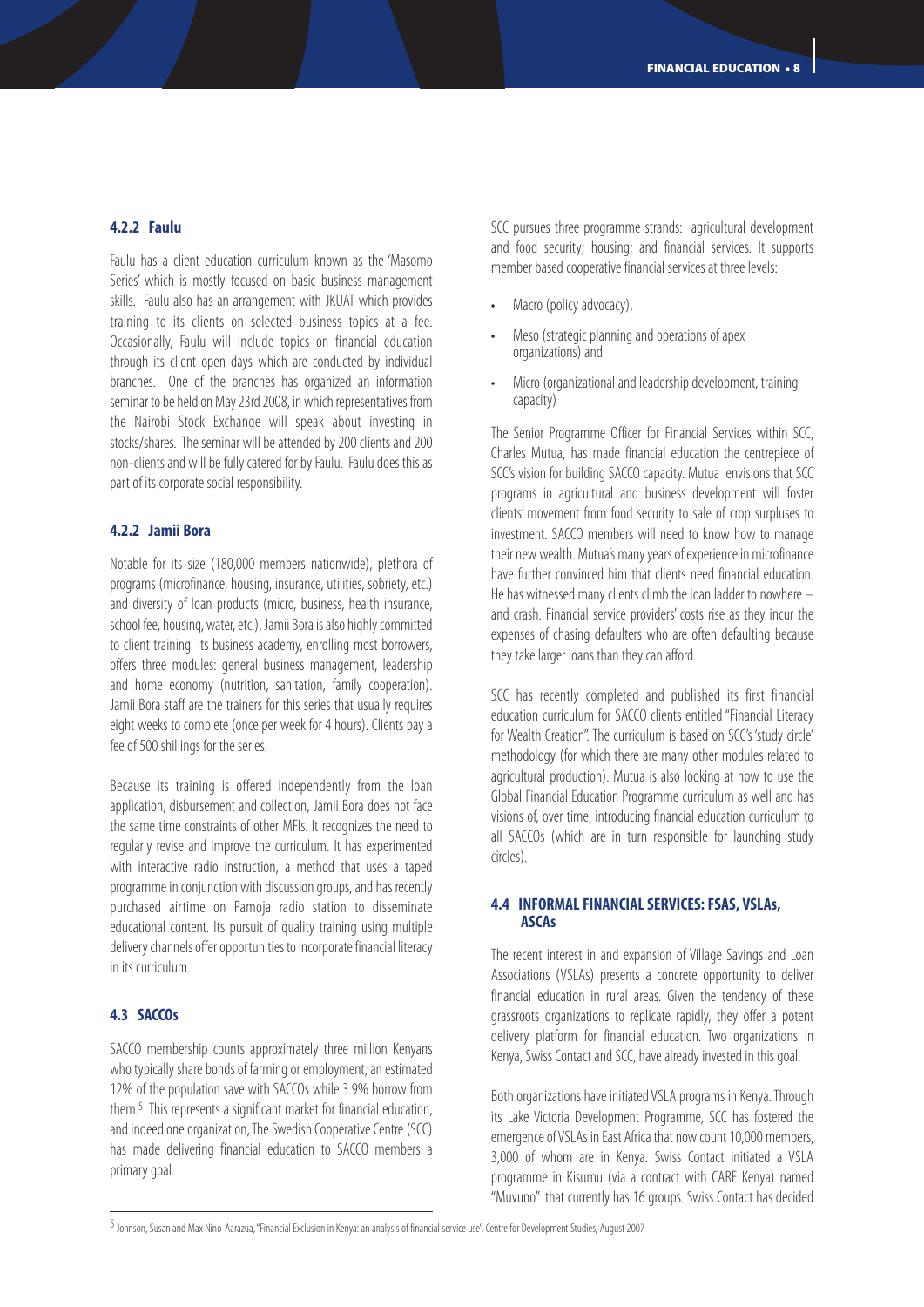### 4.2.2 Faulu

Faulu has a client education curriculum known as the 'Masomo Series' which is mostly focused on basic business management skills. Faulu also has an arrangement with JKUAT which provides training to its clients on selected business topics at a fee. Occasionally, Faulu will include topics on financial education through its client open days which are conducted by individual branches. One of the branches has organized an information seminar to be held on May 23rd 2008, in which representatives from the Nairobi Stock Exchange will speak about investing in stocks/shares. The seminar will be attended by 200 clients and 200 non-clients and will be fully catered for by Faulu. Faulu does this as part of its corporate social responsibility.

### 4.2.2 Jamii Bora

Notable for its size (180,000 members nationwide), plethora of programs (microfinance, housing, insurance, utilities, sobriety, etc.) and diversity of loan products (micro, business, health insurance, school fee, housing, water, etc.), Jamii Bora is also highly committed to client training. Its business academy, enrolling most borrowers, offers three modules: general business management, leadership and home economy (nutrition, sanitation, family cooperation). Jamii Bora staff are the trainers for this series that usually requires eight weeks to complete (once per week for 4 hours). Clients pay a fee of 500 shillings for the series.

Because its training is offered independently from the loan application, disbursement and collection, Jamii Bora does not face the same time constraints of other MFIs. It recognizes the need to regularly revise and improve the curriculum. It has experimented with interactive radio instruction, a method that uses a taped programme in conjunction with discussion groups, and has recently purchased airtime on Pamoja radio station to disseminate educational content. Its pursuit of quality training using multiple delivery channels offer opportunities to incorporate financial literacy in its curriculum.

### 4.3 SACCOs

SACCO membership counts approximately three million Kenyans who typically share bonds of farming or employment; an estimated 12% of the population save with SACCOs while 3.9% borrow from them.[5] This represents a significant market for financial education, and indeed one organization, The Swedish Cooperative Centre (SCC) has made delivering financial education to SACCO members a primary goal.

SCC pursues three programme strands: agricultural development and food security; housing; and financial services. It supports member based cooperative financial services at three levels:

- Macro (policy advocacy),
- Meso (strategic planning and operations of apex organizations) and
- Micro (organizational and leadership development, training capacity)

The Senior Programme Officer for Financial Services within SCC, Charles Mutua, has made financial education the centrepiece of SCC's vision for building SACCO capacity. Mutua envisions that SCC programs in agricultural and business development will foster clients' movement from food security to sale of crop surpluses to investment. SACCO members will need to know how to manage their new wealth. Mutua's many years of experience in microfinance have further convinced him that clients need financial education. He has witnessed many clients climb the loan ladder to nowhere – and crash. Financial service providers' costs rise as they incur the expenses of chasing defaulters who are often defaulting because they take larger loans than they can afford.

SCC has recently completed and published its first financial education curriculum for SACCO clients entitled "Financial Literacy for Wealth Creation". The curriculum is based on SCC's 'study circle' methodology (for which there are many other modules related to agricultural production). Mutua is also looking at how to use the Global Financial Education Programme curriculum as well and has visions of, over time, introducing financial education curriculum to all SACCOs (which are in turn responsible for launching study circles).

### 4.4 INFORMAL FINANCIAL SERVICES: FSAS, VSLAs, ASCAs

The recent interest in and expansion of Village Savings and Loan Associations (VSLAs) presents a concrete opportunity to deliver financial education in rural areas. Given the tendency of these grassroots organizations to replicate rapidly, they offer a potent delivery platform for financial education. Two organizations in Kenya, Swiss Contact and SCC, have already invested in this goal.

Both organizations have initiated VSLA programs in Kenya. Through its Lake Victoria Development Programme, SCC has fostered the emergence of VSLAs in East Africa that now count 10,000 members, 3,000 of whom are in Kenya. Swiss Contact initiated a VSLA programme in Kisumu (via a contract with CARE Kenya) named "Muvuno" that currently has 16 groups. Swiss Contact has decided

[5] Johnson, Susan and Max Nino-Aarazua, "Financial Exclusion in Kenya: an analysis of financial service use", Centre for Development Studies, August 2007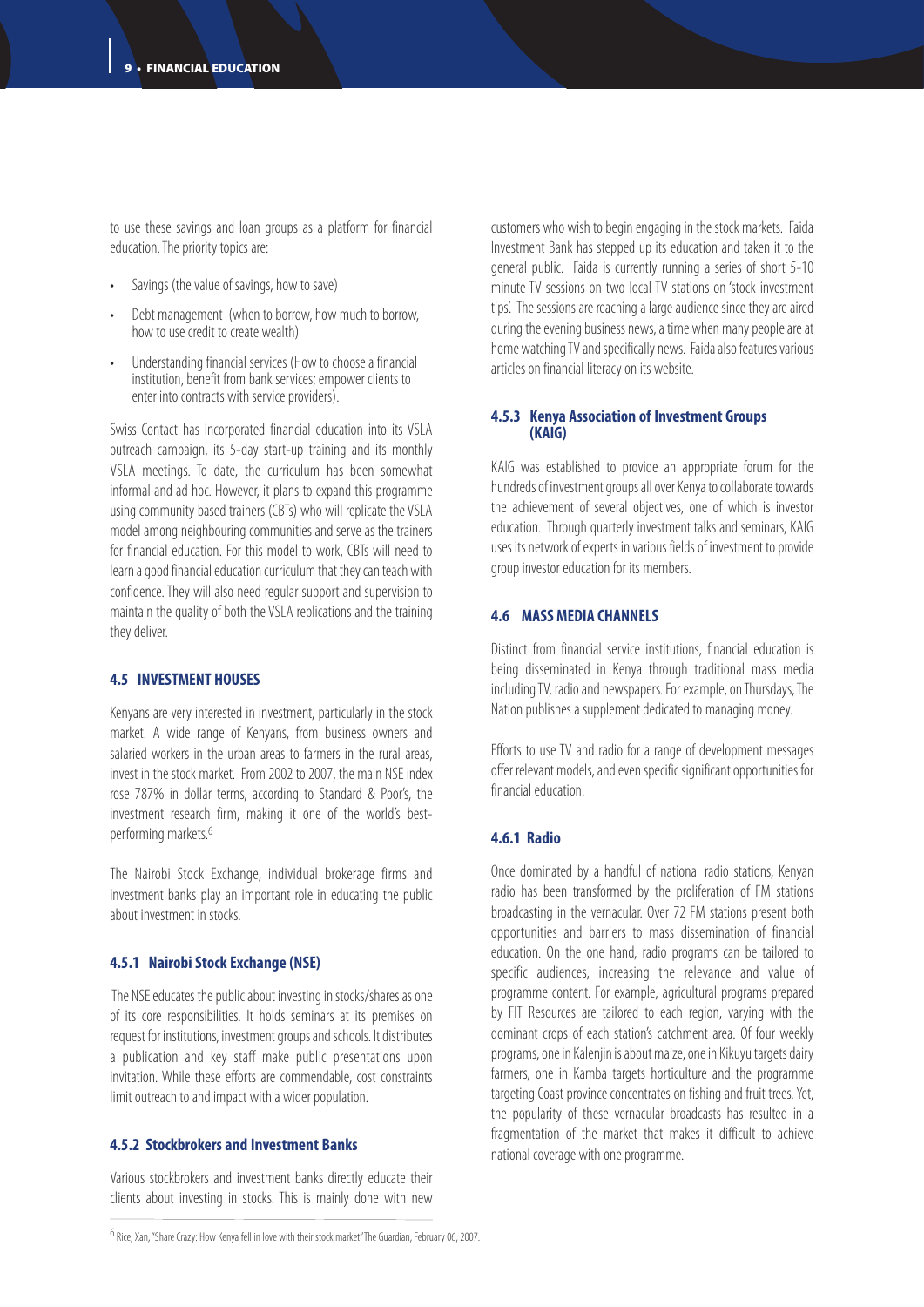to use these savings and loan groups as a platform for financial education. The priority topics are:

- Savings (the value of savings, how to save)
- Debt management (when to borrow, how much to borrow, how to use credit to create wealth)
- Understanding financial services (How to choose a financial institution, benefit from bank services; empower clients to enter into contracts with service providers).

Swiss Contact has incorporated financial education into its VSLA outreach campaign, its 5-day start-up training and its monthly VSLA meetings. To date, the curriculum has been somewhat informal and ad hoc. However, it plans to expand this programme using community based trainers (CBTs) who will replicate the VSLA model among neighbouring communities and serve as the trainers for financial education. For this model to work, CBTs will need to learn a good financial education curriculum that they can teach with confidence. They will also need regular support and supervision to maintain the quality of both the VSLA replications and the training they deliver.

### 4.5 INVESTMENT HOUSES

Kenyans are very interested in investment, particularly in the stock market. A wide range of Kenyans, from business owners and salaried workers in the urban areas to farmers in the rural areas, invest in the stock market. From 2002 to 2007, the main NSE index rose 787% in dollar terms, according to Standard & Poor's, the investment research firm, making it one of the world's best-performing markets.[6]

The Nairobi Stock Exchange, individual brokerage firms and investment banks play an important role in educating the public about investment in stocks.

#### 4.5.1 Nairobi Stock Exchange (NSE)

The NSE educates the public about investing in stocks/shares as one of its core responsibilities. It holds seminars at its premises on request for institutions, investment groups and schools. It distributes a publication and key staff make public presentations upon invitation. While these efforts are commendable, cost constraints limit outreach to and impact with a wider population.

#### 4.5.2 Stockbrokers and Investment Banks

Various stockbrokers and investment banks directly educate their clients about investing in stocks. This is mainly done with new customers who wish to begin engaging in the stock markets. Faida Investment Bank has stepped up its education and taken it to the general public. Faida is currently running a series of short 5-10 minute TV sessions on two local TV stations on 'stock investment tips'. The sessions are reaching a large audience since they are aired during the evening business news, a time when many people are at home watching TV and specifically news. Faida also features various articles on financial literacy on its website.

#### 4.5.3 Kenya Association of Investment Groups (KAIG)

KAIG was established to provide an appropriate forum for the hundreds of investment groups all over Kenya to collaborate towards the achievement of several objectives, one of which is investor education. Through quarterly investment talks and seminars, KAIG uses its network of experts in various fields of investment to provide group investor education for its members.

### 4.6 MASS MEDIA CHANNELS

Distinct from financial service institutions, financial education is being disseminated in Kenya through traditional mass media including TV, radio and newspapers. For example, on Thursdays, The Nation publishes a supplement dedicated to managing money.

Efforts to use TV and radio for a range of development messages offer relevant models, and even specific significant opportunities for financial education.

#### 4.6.1 Radio

Once dominated by a handful of national radio stations, Kenyan radio has been transformed by the proliferation of FM stations broadcasting in the vernacular. Over 72 FM stations present both opportunities and barriers to mass dissemination of financial education. On the one hand, radio programs can be tailored to specific audiences, increasing the relevance and value of programme content. For example, agricultural programs prepared by FIT Resources are tailored to each region, varying with the dominant crops of each station's catchment area. Of four weekly programs, one in Kalenjin is about maize, one in Kikuyu targets dairy farmers, one in Kamba targets horticulture and the programme targeting Coast province concentrates on fishing and fruit trees. Yet, the popularity of these vernacular broadcasts has resulted in a fragmentation of the market that makes it difficult to achieve national coverage with one programme.

---

[6] Rice, Xan, "Share Crazy: How Kenya fell in love with their stock market" The Guardian, February 06, 2007.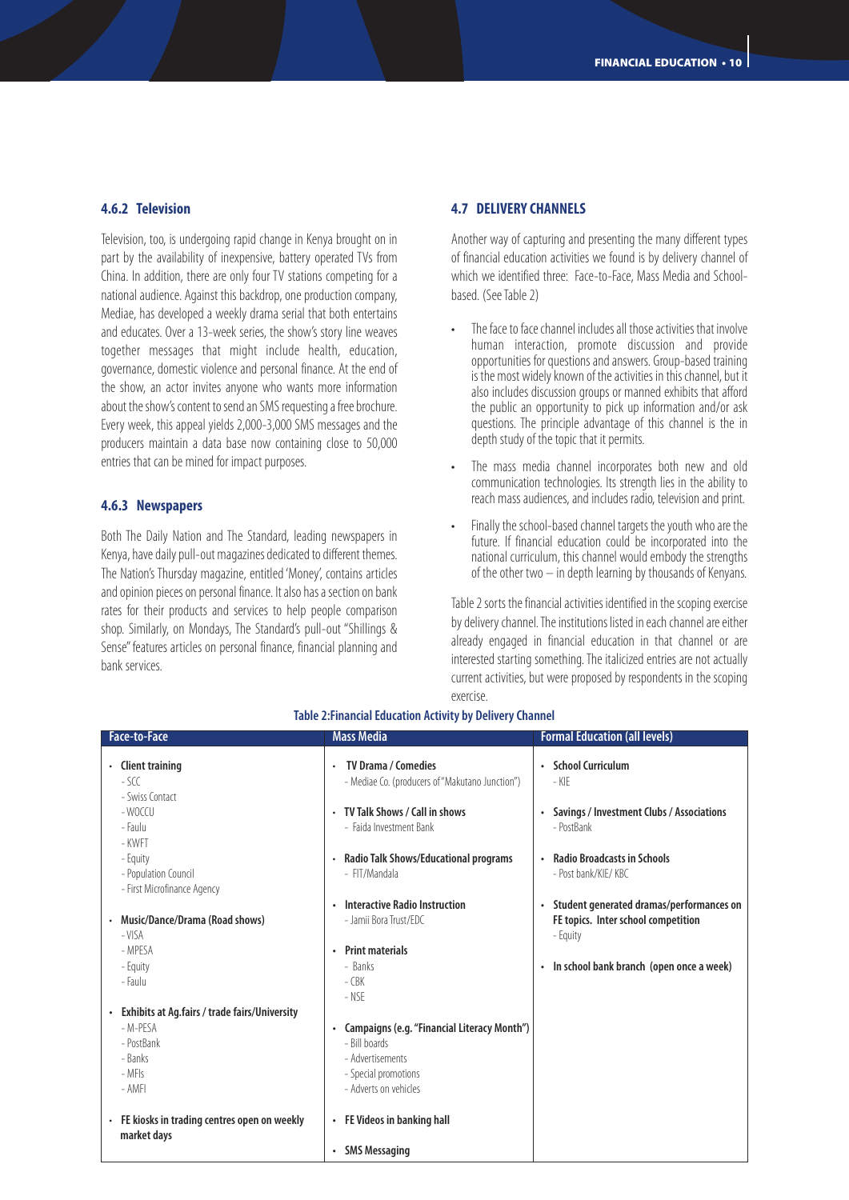### 4.6.2 Television

Television, too, is undergoing rapid change in Kenya brought on in part by the availability of inexpensive, battery operated TVs from China. In addition, there are only four TV stations competing for a national audience. Against this backdrop, one production company, Mediae, has developed a weekly drama serial that both entertains and educates. Over a 13-week series, the show's story line weaves together messages that might include health, education, governance, domestic violence and personal finance. At the end of the show, an actor invites anyone who wants more information about the show's content to send an SMS requesting a free brochure. Every week, this appeal yields 2,000-3,000 SMS messages and the producers maintain a data base now containing close to 50,000 entries that can be mined for impact purposes.

### 4.6.3 Newspapers

Both The Daily Nation and The Standard, leading newspapers in Kenya, have daily pull-out magazines dedicated to different themes. The Nation's Thursday magazine, entitled 'Money', contains articles and opinion pieces on personal finance. It also has a section on bank rates for their products and services to help people comparison shop. Similarly, on Mondays, The Standard's pull-out "Shillings & Sense" features articles on personal finance, financial planning and bank services.

## 4.7 DELIVERY CHANNELS

Another way of capturing and presenting the many different types of financial education activities we found is by delivery channel of which we identified three: Face-to-Face, Mass Media and School-based. (See Table 2)

- The face to face channel includes all those activities that involve human interaction, promote discussion and provide opportunities for questions and answers. Group-based training is the most widely known of the activities in this channel, but it also includes discussion groups or manned exhibits that afford the public an opportunity to pick up information and/or ask questions. The principle advantage of this channel is the in depth study of the topic that it permits.
- The mass media channel incorporates both new and old communication technologies. Its strength lies in the ability to reach mass audiences, and includes radio, television and print.
- Finally the school-based channel targets the youth who are the future. If financial education could be incorporated into the national curriculum, this channel would embody the strengths of the other two – in depth learning by thousands of Kenyans.

Table 2 sorts the financial activities identified in the scoping exercise by delivery channel. The institutions listed in each channel are either already engaged in financial education in that channel or are interested starting something. The italicized entries are not actually current activities, but were proposed by respondents in the scoping exercise.

**Table 2:Financial Education Activity by Delivery Channel**

| Face-to-Face | Mass Media | Formal Education (all levels) |
|---|---|---|
| **Client training**<br>- SCC<br>- Swiss Contact<br>- WOCCU<br>- Faulu<br>- KWFT<br>- Equity<br>- Population Council<br>- First Microfinance Agency | **TV Drama / Comedies**<br>- Mediae Co. (producers of "Makutano Junction") | **School Curriculum**<br>- KIE |
| **Music/Dance/Drama (Road shows)**<br>- VISA<br>- MPESA<br>- Equity<br>- Faulu | **TV Talk Shows / Call in shows**<br>- Faida Investment Bank | **Savings / Investment Clubs / Associations**<br>- PostBank |
| **Exhibits at Ag.fairs / trade fairs/University**<br>- M-PESA<br>- PostBank<br>- Banks<br>- MFIs<br>- AMFI | **Radio Talk Shows/Educational programs**<br>- FIT/Mandala | **Radio Broadcasts in Schools**<br>- Post bank/KIE/ KBC |
| **FE kiosks in trading centres open on weekly market days** | **Interactive Radio Instruction**<br>- Jamii Bora Trust/EDC | **Student generated dramas/performances on FE topics. Inter school competition**<br>- Equity |
| | **Print materials**<br>- Banks<br>- CBK<br>- NSE | **In school bank branch (open once a week)** |
| | **Campaigns (e.g. "Financial Literacy Month")**<br>- Bill boards<br>- Advertisements<br>- Special promotions<br>- Adverts on vehicles | |
| | **FE Videos in banking hall** | |
| | **SMS Messaging** | |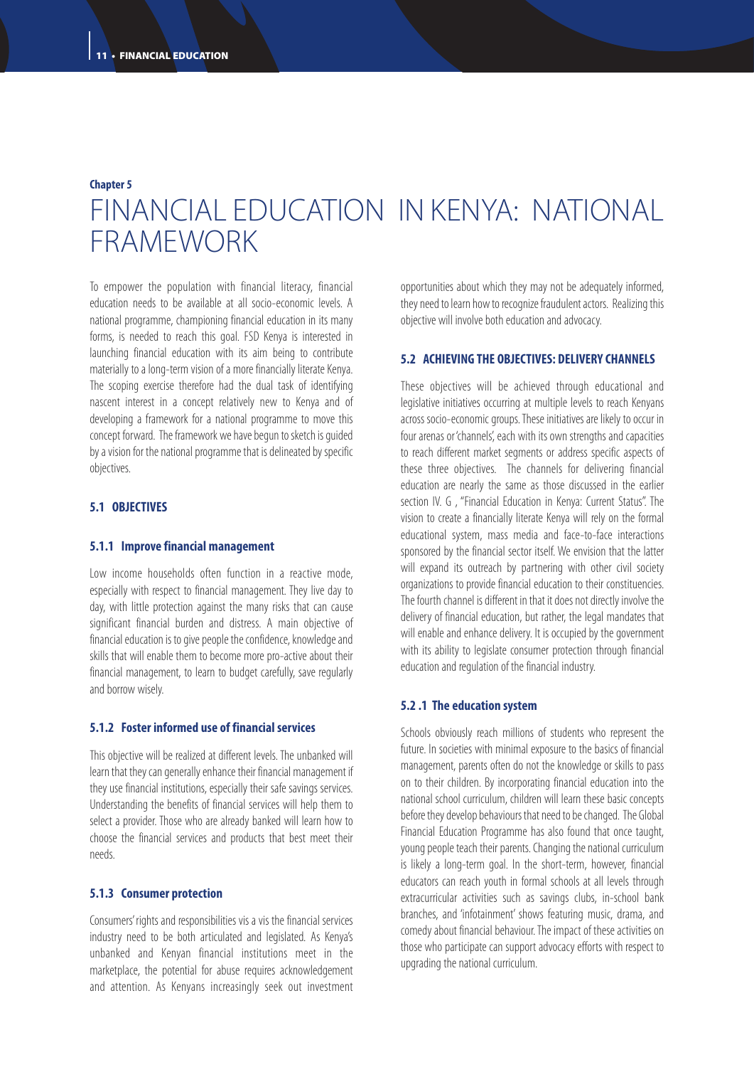Chapter 5

# FINANCIAL EDUCATION IN KENYA: NATIONAL FRAMEWORK

To empower the population with financial literacy, financial education needs to be available at all socio-economic levels. A national programme, championing financial education in its many forms, is needed to reach this goal. FSD Kenya is interested in launching financial education with its aim being to contribute materially to a long-term vision of a more financially literate Kenya. The scoping exercise therefore had the dual task of identifying nascent interest in a concept relatively new to Kenya and of developing a framework for a national programme to move this concept forward. The framework we have begun to sketch is guided by a vision for the national programme that is delineated by specific objectives.

## 5.1 OBJECTIVES

### 5.1.1 Improve financial management

Low income households often function in a reactive mode, especially with respect to financial management. They live day to day, with little protection against the many risks that can cause significant financial burden and distress. A main objective of financial education is to give people the confidence, knowledge and skills that will enable them to become more pro-active about their financial management, to learn to budget carefully, save regularly and borrow wisely.

### 5.1.2 Foster informed use of financial services

This objective will be realized at different levels. The unbanked will learn that they can generally enhance their financial management if they use financial institutions, especially their safe savings services. Understanding the benefits of financial services will help them to select a provider. Those who are already banked will learn how to choose the financial services and products that best meet their needs.

### 5.1.3 Consumer protection

Consumers' rights and responsibilities vis a vis the financial services industry need to be both articulated and legislated. As Kenya's unbanked and Kenyan financial institutions meet in the marketplace, the potential for abuse requires acknowledgement and attention. As Kenyans increasingly seek out investment opportunities about which they may not be adequately informed, they need to learn how to recognize fraudulent actors. Realizing this objective will involve both education and advocacy.

## 5.2 ACHIEVING THE OBJECTIVES: DELIVERY CHANNELS

These objectives will be achieved through educational and legislative initiatives occurring at multiple levels to reach Kenyans across socio-economic groups. These initiatives are likely to occur in four arenas or 'channels', each with its own strengths and capacities to reach different market segments or address specific aspects of these three objectives. The channels for delivering financial education are nearly the same as those discussed in the earlier section IV. G , "Financial Education in Kenya: Current Status". The vision to create a financially literate Kenya will rely on the formal educational system, mass media and face-to-face interactions sponsored by the financial sector itself. We envision that the latter will expand its outreach by partnering with other civil society organizations to provide financial education to their constituencies. The fourth channel is different in that it does not directly involve the delivery of financial education, but rather, the legal mandates that will enable and enhance delivery. It is occupied by the government with its ability to legislate consumer protection through financial education and regulation of the financial industry.

### 5.2 .1 The education system

Schools obviously reach millions of students who represent the future. In societies with minimal exposure to the basics of financial management, parents often do not the knowledge or skills to pass on to their children. By incorporating financial education into the national school curriculum, children will learn these basic concepts before they develop behaviours that need to be changed. The Global Financial Education Programme has also found that once taught, young people teach their parents. Changing the national curriculum is likely a long-term goal. In the short-term, however, financial educators can reach youth in formal schools at all levels through extracurricular activities such as savings clubs, in-school bank branches, and 'infotainment' shows featuring music, drama, and comedy about financial behaviour. The impact of these activities on those who participate can support advocacy efforts with respect to upgrading the national curriculum.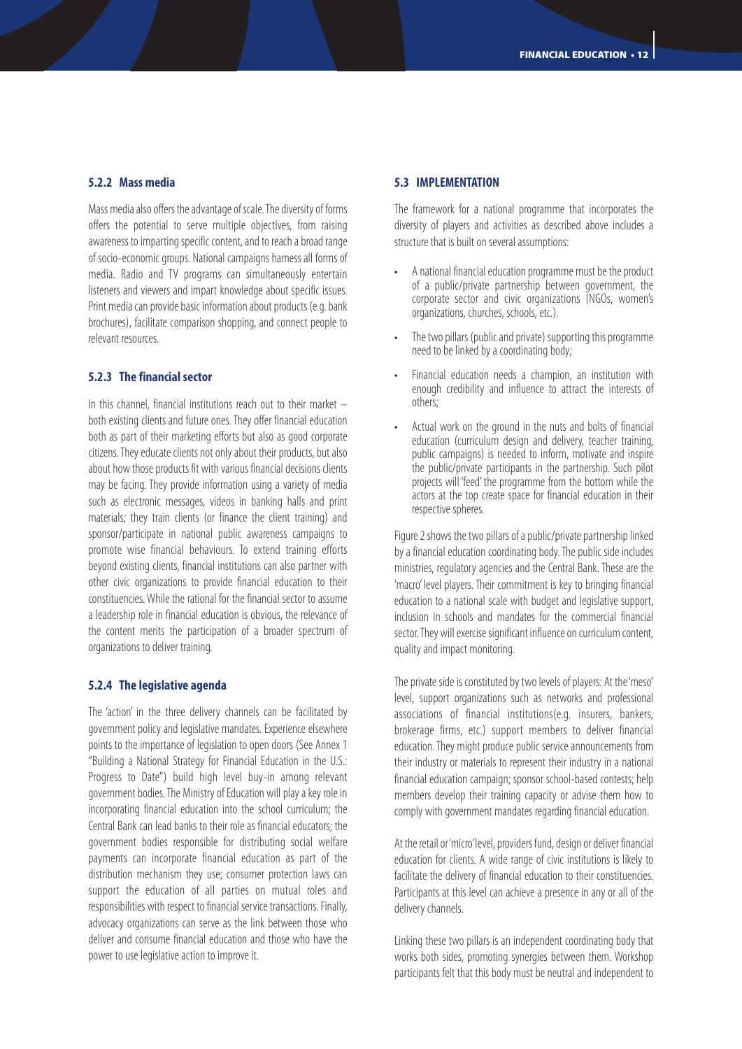### 5.2.2 Mass media

Mass media also offers the advantage of scale. The diversity of forms offers the potential to serve multiple objectives, from raising awareness to imparting specific content, and to reach a broad range of socio-economic groups. National campaigns harness all forms of media. Radio and TV programs can simultaneously entertain listeners and viewers and impart knowledge about specific issues. Print media can provide basic information about products (e.g. bank brochures), facilitate comparison shopping, and connect people to relevant resources.

### 5.2.3 The financial sector

In this channel, financial institutions reach out to their market – both existing clients and future ones. They offer financial education both as part of their marketing efforts but also as good corporate citizens. They educate clients not only about their products, but also about how those products fit with various financial decisions clients may be facing. They provide information using a variety of media such as electronic messages, videos in banking halls and print materials; they train clients (or finance the client training) and sponsor/participate in national public awareness campaigns to promote wise financial behaviours. To extend training efforts beyond existing clients, financial institutions can also partner with other civic organizations to provide financial education to their constituencies. While the rational for the financial sector to assume a leadership role in financial education is obvious, the relevance of the content merits the participation of a broader spectrum of organizations to deliver training.

### 5.2.4 The legislative agenda

The 'action' in the three delivery channels can be facilitated by government policy and legislative mandates. Experience elsewhere points to the importance of legislation to open doors (See Annex 1 "Building a National Strategy for Financial Education in the U.S.: Progress to Date") build high level buy-in among relevant government bodies. The Ministry of Education will play a key role in incorporating financial education into the school curriculum; the Central Bank can lead banks to their role as financial educators; the government bodies responsible for distributing social welfare payments can incorporate financial education as part of the distribution mechanism they use; consumer protection laws can support the education of all parties on mutual roles and responsibilities with respect to financial service transactions. Finally, advocacy organizations can serve as the link between those who deliver and consume financial education and those who have the power to use legislative action to improve it.

## 5.3 IMPLEMENTATION

The framework for a national programme that incorporates the diversity of players and activities as described above includes a structure that is built on several assumptions:

- A national financial education programme must be the product of a public/private partnership between government, the corporate sector and civic organizations (NGOs, women's organizations, churches, schools, etc.).
- The two pillars (public and private) supporting this programme need to be linked by a coordinating body;
- Financial education needs a champion, an institution with enough credibility and influence to attract the interests of others;
- Actual work on the ground in the nuts and bolts of financial education (curriculum design and delivery, teacher training, public campaigns) is needed to inform, motivate and inspire the public/private participants in the partnership. Such pilot projects will 'feed' the programme from the bottom while the actors at the top create space for financial education in their respective spheres.

Figure 2 shows the two pillars of a public/private partnership linked by a financial education coordinating body. The public side includes ministries, regulatory agencies and the Central Bank. These are the 'macro' level players. Their commitment is key to bringing financial education to a national scale with budget and legislative support, inclusion in schools and mandates for the commercial financial sector. They will exercise significant influence on curriculum content, quality and impact monitoring.

The private side is constituted by two levels of players: At the 'meso' level, support organizations such as networks and professional associations of financial institutions(e.g. insurers, bankers, brokerage firms, etc.) support members to deliver financial education. They might produce public service announcements from their industry or materials to represent their industry in a national financial education campaign; sponsor school-based contests; help members develop their training capacity or advise them how to comply with government mandates regarding financial education.

At the retail or 'micro' level, providers fund, design or deliver financial education for clients. A wide range of civic institutions is likely to facilitate the delivery of financial education to their constituencies. Participants at this level can achieve a presence in any or all of the delivery channels.

Linking these two pillars is an independent coordinating body that works both sides, promoting synergies between them. Workshop participants felt that this body must be neutral and independent to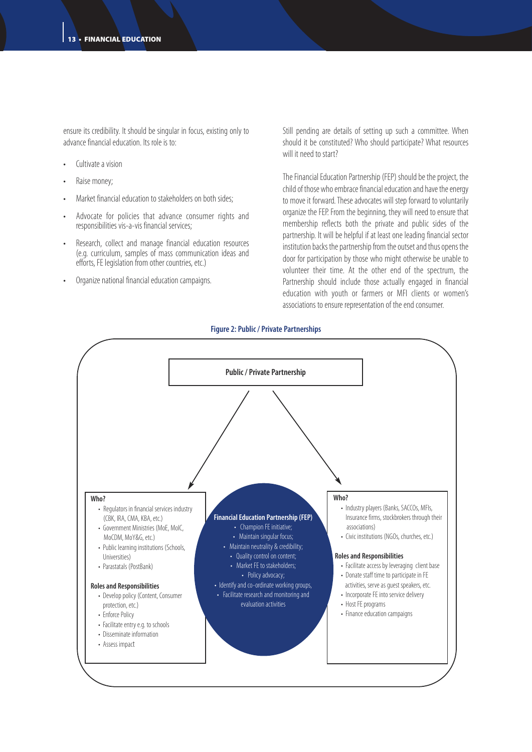ensure its credibility. It should be singular in focus, existing only to advance financial education. Its role is to:

- Cultivate a vision
- Raise money;
- Market financial education to stakeholders on both sides;
- Advocate for policies that advance consumer rights and responsibilities vis-a-vis financial services;
- Research, collect and manage financial education resources (e.g. curriculum, samples of mass communication ideas and efforts, FE legislation from other countries, etc.)
- Organize national financial education campaigns.

Still pending are details of setting up such a committee. When should it be constituted? Who should participate? What resources will it need to start?

The Financial Education Partnership (FEP) should be the project, the child of those who embrace financial education and have the energy to move it forward. These advocates will step forward to voluntarily organize the FEP. From the beginning, they will need to ensure that membership reflects both the private and public sides of the partnership. It will be helpful if at least one leading financial sector institution backs the partnership from the outset and thus opens the door for participation by those who might otherwise be unable to volunteer their time. At the other end of the spectrum, the Partnership should include those actually engaged in financial education with youth or farmers or MFI clients or women's associations to ensure representation of the end consumer.

**Figure 2: Public / Private Partnerships**

**Public / Private Partnership**

**Who?**
- Regulators in financial services industry (CBK, IRA, CMA, KBA, etc.)
- Government Ministries (MoE, MoIC, MoCDM, MoY&G, etc.)
- Public learning institutions (Schools, Universities)
- Parastatals (PostBank)

**Roles and Responsibilities**
- Develop policy (Content, Consumer protection, etc.)
- Enforce Policy
- Facilitate entry e.g. to schools
- Disseminate information
- Assess impact

**Financial Education Partnership (FEP)**
- Champion FE initiative;
- Maintain singular focus;
- Maintain neutrality & credibility;
- Quality control on content;
- Market FE to stakeholders;
- Policy advocacy;
- Identify and co-ordinate working groups,
- Facilitate research and monitoring and evaluation activities

**Who?**
- Industry players (Banks, SACCOs, MFIs, Insurance firms, stockbrokers through their associations)
- Civic institutions (NGOs, churches, etc.)

**Roles and Responsibilities**
- Facilitate access by leveraging client base
- Donate staff time to participate in FE activities, serve as guest speakers, etc.
- Incorporate FE into service delivery
- Host FE programs
- Finance education campaigns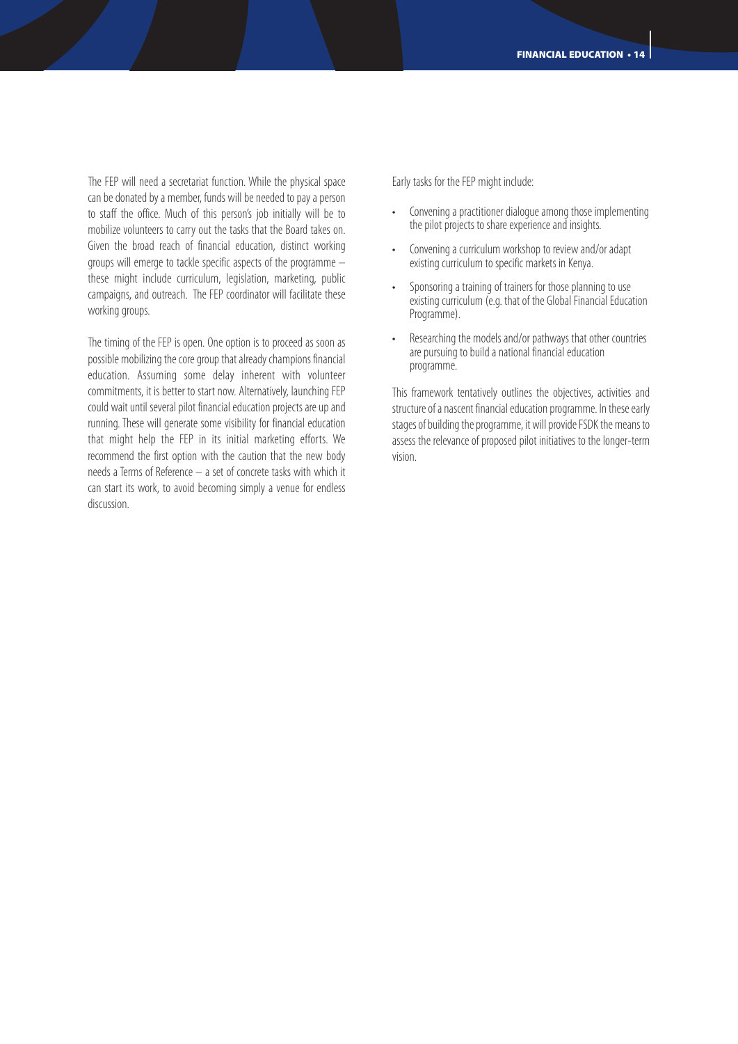The FEP will need a secretariat function. While the physical space can be donated by a member, funds will be needed to pay a person to staff the office. Much of this person's job initially will be to mobilize volunteers to carry out the tasks that the Board takes on. Given the broad reach of financial education, distinct working groups will emerge to tackle specific aspects of the programme – these might include curriculum, legislation, marketing, public campaigns, and outreach. The FEP coordinator will facilitate these working groups.

The timing of the FEP is open. One option is to proceed as soon as possible mobilizing the core group that already champions financial education. Assuming some delay inherent with volunteer commitments, it is better to start now. Alternatively, launching FEP could wait until several pilot financial education projects are up and running. These will generate some visibility for financial education that might help the FEP in its initial marketing efforts. We recommend the first option with the caution that the new body needs a Terms of Reference – a set of concrete tasks with which it can start its work, to avoid becoming simply a venue for endless discussion.

Early tasks for the FEP might include:

- Convening a practitioner dialogue among those implementing the pilot projects to share experience and insights.
- Convening a curriculum workshop to review and/or adapt existing curriculum to specific markets in Kenya.
- Sponsoring a training of trainers for those planning to use existing curriculum (e.g. that of the Global Financial Education Programme).
- Researching the models and/or pathways that other countries are pursuing to build a national financial education programme.

This framework tentatively outlines the objectives, activities and structure of a nascent financial education programme. In these early stages of building the programme, it will provide FSDK the means to assess the relevance of proposed pilot initiatives to the longer-term vision.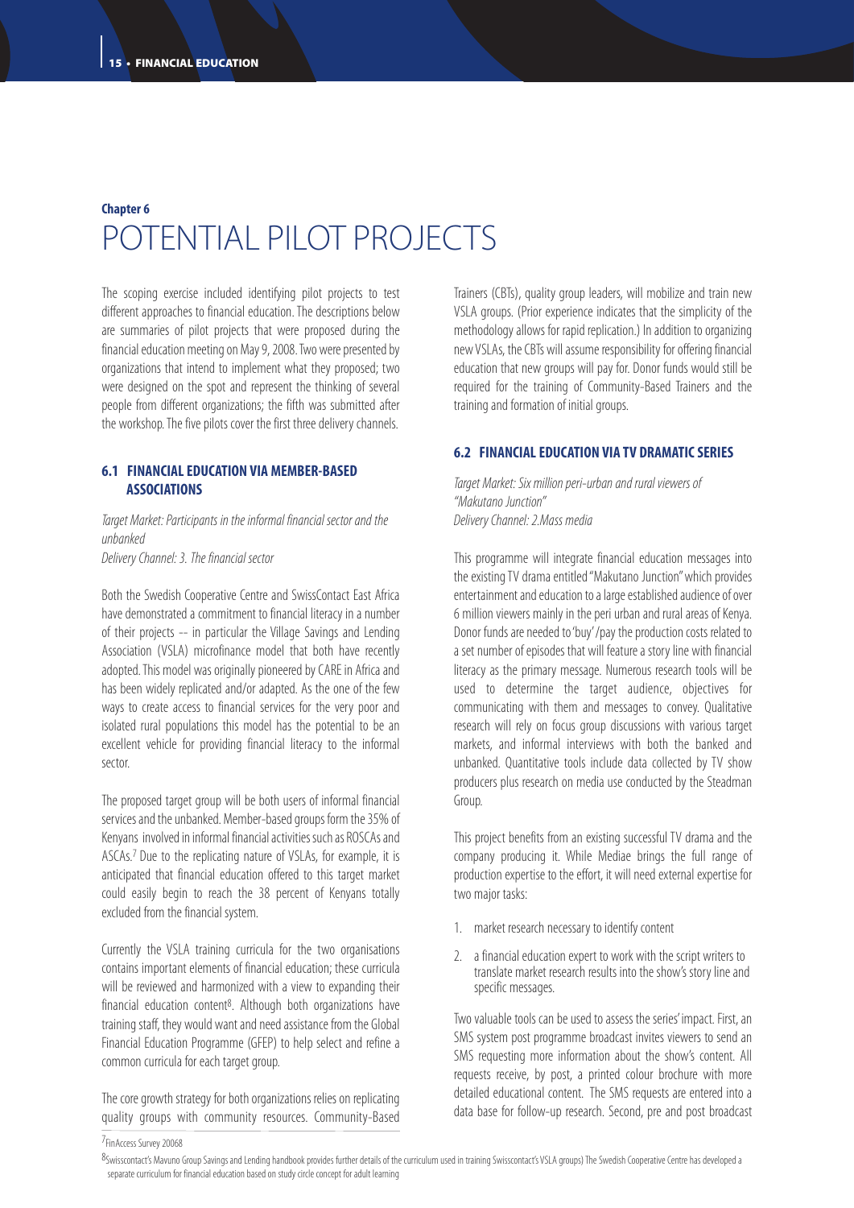**Chapter 6**

# POTENTIAL PILOT PROJECTS

The scoping exercise included identifying pilot projects to test different approaches to financial education. The descriptions below are summaries of pilot projects that were proposed during the financial education meeting on May 9, 2008. Two were presented by organizations that intend to implement what they proposed; two were designed on the spot and represent the thinking of several people from different organizations; the fifth was submitted after the workshop. The five pilots cover the first three delivery channels.

## 6.1 FINANCIAL EDUCATION VIA MEMBER-BASED ASSOCIATIONS

*Target Market: Participants in the informal financial sector and the unbanked*
*Delivery Channel: 3. The financial sector*

Both the Swedish Cooperative Centre and SwissContact East Africa have demonstrated a commitment to financial literacy in a number of their projects -- in particular the Village Savings and Lending Association (VSLA) microfinance model that both have recently adopted. This model was originally pioneered by CARE in Africa and has been widely replicated and/or adapted. As the one of the few ways to create access to financial services for the very poor and isolated rural populations this model has the potential to be an excellent vehicle for providing financial literacy to the informal sector.

The proposed target group will be both users of informal financial services and the unbanked. Member-based groups form the 35% of Kenyans involved in informal financial activities such as ROSCAs and ASCAs.[7] Due to the replicating nature of VSLAs, for example, it is anticipated that financial education offered to this target market could easily begin to reach the 38 percent of Kenyans totally excluded from the financial system.

Currently the VSLA training curricula for the two organisations contains important elements of financial education; these curricula will be reviewed and harmonized with a view to expanding their financial education content[8]. Although both organizations have training staff, they would want and need assistance from the Global Financial Education Programme (GFEP) to help select and refine a common curricula for each target group.

The core growth strategy for both organizations relies on replicating quality groups with community resources. Community-Based Trainers (CBTs), quality group leaders, will mobilize and train new VSLA groups. (Prior experience indicates that the simplicity of the methodology allows for rapid replication.) In addition to organizing new VSLAs, the CBTs will assume responsibility for offering financial education that new groups will pay for. Donor funds would still be required for the training of Community-Based Trainers and the training and formation of initial groups.

## 6.2 FINANCIAL EDUCATION VIA TV DRAMATIC SERIES

*Target Market: Six million peri-urban and rural viewers of "Makutano Junction"*
*Delivery Channel: 2.Mass media*

This programme will integrate financial education messages into the existing TV drama entitled "Makutano Junction" which provides entertainment and education to a large established audience of over 6 million viewers mainly in the peri urban and rural areas of Kenya. Donor funds are needed to 'buy' /pay the production costs related to a set number of episodes that will feature a story line with financial literacy as the primary message. Numerous research tools will be used to determine the target audience, objectives for communicating with them and messages to convey. Qualitative research will rely on focus group discussions with various target markets, and informal interviews with both the banked and unbanked. Quantitative tools include data collected by TV show producers plus research on media use conducted by the Steadman Group.

This project benefits from an existing successful TV drama and the company producing it. While Mediae brings the full range of production expertise to the effort, it will need external expertise for two major tasks:

1. market research necessary to identify content
2. a financial education expert to work with the script writers to translate market research results into the show's story line and specific messages.

Two valuable tools can be used to assess the series' impact. First, an SMS system post programme broadcast invites viewers to send an SMS requesting more information about the show's content. All requests receive, by post, a printed colour brochure with more detailed educational content. The SMS requests are entered into a data base for follow-up research. Second, pre and post broadcast

[7] FinAccess Survey 20068

[8] Swisscontact's Mavuno Group Savings and Lending handbook provides further details of the curriculum used in training Swisscontact's VSLA groups) The Swedish Cooperative Centre has developed a separate curriculum for financial education based on study circle concept for adult learning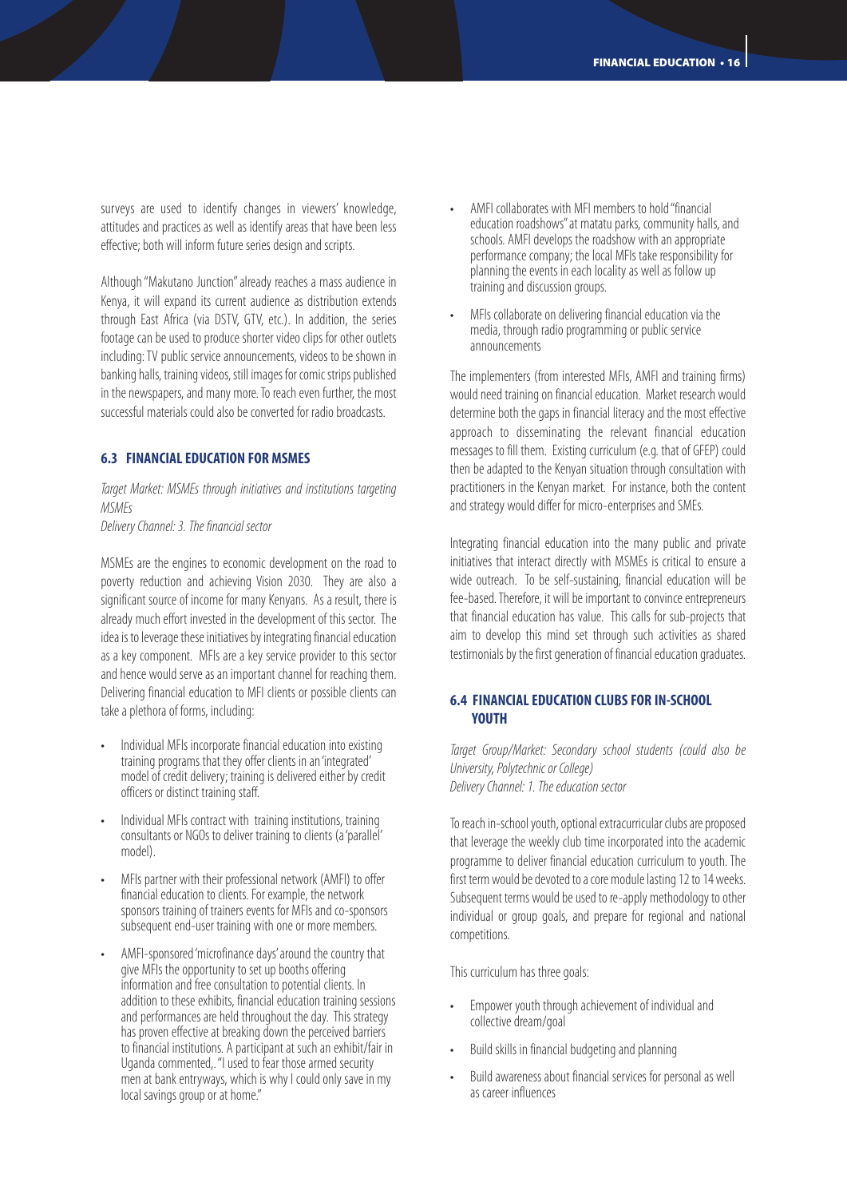surveys are used to identify changes in viewers' knowledge, attitudes and practices as well as identify areas that have been less effective; both will inform future series design and scripts.

Although "Makutano Junction" already reaches a mass audience in Kenya, it will expand its current audience as distribution extends through East Africa (via DSTV, GTV, etc.). In addition, the series footage can be used to produce shorter video clips for other outlets including: TV public service announcements, videos to be shown in banking halls, training videos, still images for comic strips published in the newspapers, and many more. To reach even further, the most successful materials could also be converted for radio broadcasts.

## 6.3 FINANCIAL EDUCATION FOR MSMES

*Target Market: MSMEs through initiatives and institutions targeting MSMEs*
*Delivery Channel: 3. The financial sector*

MSMEs are the engines to economic development on the road to poverty reduction and achieving Vision 2030. They are also a significant source of income for many Kenyans. As a result, there is already much effort invested in the development of this sector. The idea is to leverage these initiatives by integrating financial education as a key component. MFIs are a key service provider to this sector and hence would serve as an important channel for reaching them. Delivering financial education to MFI clients or possible clients can take a plethora of forms, including:

- Individual MFIs incorporate financial education into existing training programs that they offer clients in an 'integrated' model of credit delivery; training is delivered either by credit officers or distinct training staff.
- Individual MFIs contract with training institutions, training consultants or NGOs to deliver training to clients (a 'parallel' model).
- MFIs partner with their professional network (AMFI) to offer financial education to clients. For example, the network sponsors training of trainers events for MFIs and co-sponsors subsequent end-user training with one or more members.
- AMFI-sponsored 'microfinance days' around the country that give MFIs the opportunity to set up booths offering information and free consultation to potential clients. In addition to these exhibits, financial education training sessions and performances are held throughout the day. This strategy has proven effective at breaking down the perceived barriers to financial institutions. A participant at such an exhibit/fair in Uganda commented,. "I used to fear those armed security men at bank entryways, which is why I could only save in my local savings group or at home."
- AMFI collaborates with MFI members to hold "financial education roadshows" at matatu parks, community halls, and schools. AMFI develops the roadshow with an appropriate performance company; the local MFIs take responsibility for planning the events in each locality as well as follow up training and discussion groups.
- MFIs collaborate on delivering financial education via the media, through radio programming or public service announcements

The implementers (from interested MFIs, AMFI and training firms) would need training on financial education. Market research would determine both the gaps in financial literacy and the most effective approach to disseminating the relevant financial education messages to fill them. Existing curriculum (e.g. that of GFEP) could then be adapted to the Kenyan situation through consultation with practitioners in the Kenyan market. For instance, both the content and strategy would differ for micro-enterprises and SMEs.

Integrating financial education into the many public and private initiatives that interact directly with MSMEs is critical to ensure a wide outreach. To be self-sustaining, financial education will be fee-based. Therefore, it will be important to convince entrepreneurs that financial education has value. This calls for sub-projects that aim to develop this mind set through such activities as shared testimonials by the first generation of financial education graduates.

## 6.4 FINANCIAL EDUCATION CLUBS FOR IN-SCHOOL YOUTH

*Target Group/Market: Secondary school students (could also be University, Polytechnic or College)*
*Delivery Channel: 1. The education sector*

To reach in-school youth, optional extracurricular clubs are proposed that leverage the weekly club time incorporated into the academic programme to deliver financial education curriculum to youth. The first term would be devoted to a core module lasting 12 to 14 weeks. Subsequent terms would be used to re-apply methodology to other individual or group goals, and prepare for regional and national competitions.

This curriculum has three goals:

- Empower youth through achievement of individual and collective dream/goal
- Build skills in financial budgeting and planning
- Build awareness about financial services for personal as well as career influences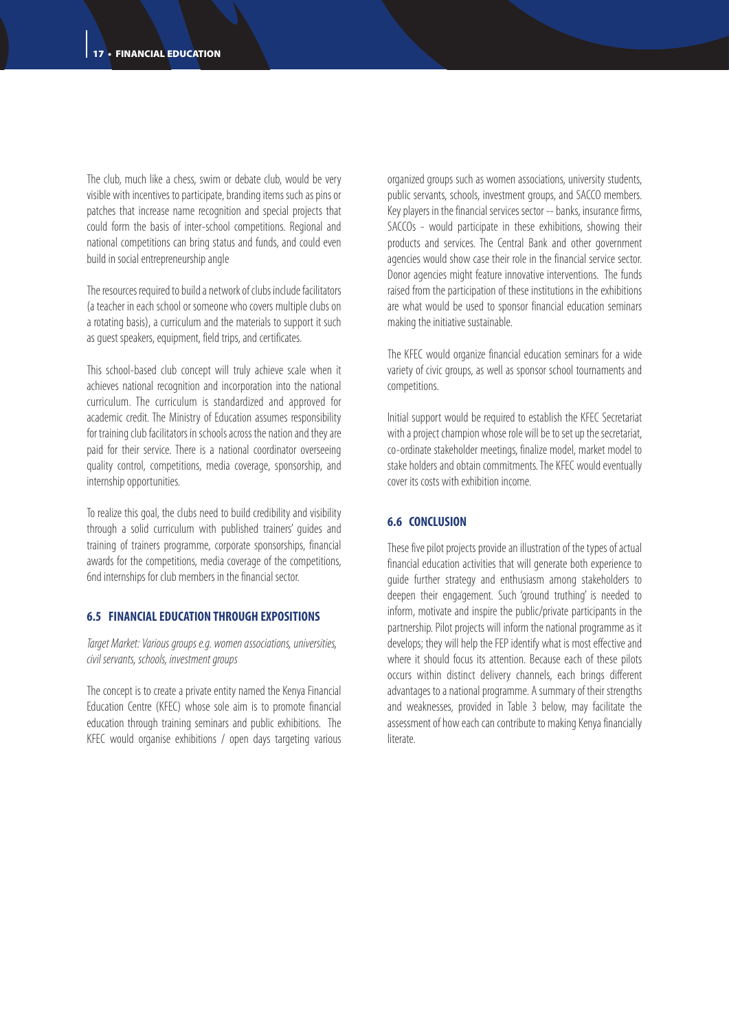The club, much like a chess, swim or debate club, would be very visible with incentives to participate, branding items such as pins or patches that increase name recognition and special projects that could form the basis of inter-school competitions. Regional and national competitions can bring status and funds, and could even build in social entrepreneurship angle

The resources required to build a network of clubs include facilitators (a teacher in each school or someone who covers multiple clubs on a rotating basis), a curriculum and the materials to support it such as guest speakers, equipment, field trips, and certificates.

This school-based club concept will truly achieve scale when it achieves national recognition and incorporation into the national curriculum. The curriculum is standardized and approved for academic credit. The Ministry of Education assumes responsibility for training club facilitators in schools across the nation and they are paid for their service. There is a national coordinator overseeing quality control, competitions, media coverage, sponsorship, and internship opportunities.

To realize this goal, the clubs need to build credibility and visibility through a solid curriculum with published trainers' guides and training of trainers programme, corporate sponsorships, financial awards for the competitions, media coverage of the competitions, 6nd internships for club members in the financial sector.

### 6.5 FINANCIAL EDUCATION THROUGH EXPOSITIONS

*Target Market: Various groups e.g. women associations, universities, civil servants, schools, investment groups*

The concept is to create a private entity named the Kenya Financial Education Centre (KFEC) whose sole aim is to promote financial education through training seminars and public exhibitions. The KFEC would organise exhibitions / open days targeting various organized groups such as women associations, university students, public servants, schools, investment groups, and SACCO members. Key players in the financial services sector -- banks, insurance firms, SACCOs - would participate in these exhibitions, showing their products and services. The Central Bank and other government agencies would show case their role in the financial service sector. Donor agencies might feature innovative interventions. The funds raised from the participation of these institutions in the exhibitions are what would be used to sponsor financial education seminars making the initiative sustainable.

The KFEC would organize financial education seminars for a wide variety of civic groups, as well as sponsor school tournaments and competitions.

Initial support would be required to establish the KFEC Secretariat with a project champion whose role will be to set up the secretariat, co-ordinate stakeholder meetings, finalize model, market model to stake holders and obtain commitments. The KFEC would eventually cover its costs with exhibition income.

### 6.6 CONCLUSION

These five pilot projects provide an illustration of the types of actual financial education activities that will generate both experience to guide further strategy and enthusiasm among stakeholders to deepen their engagement. Such 'ground truthing' is needed to inform, motivate and inspire the public/private participants in the partnership. Pilot projects will inform the national programme as it develops; they will help the FEP identify what is most effective and where it should focus its attention. Because each of these pilots occurs within distinct delivery channels, each brings different advantages to a national programme. A summary of their strengths and weaknesses, provided in Table 3 below, may facilitate the assessment of how each can contribute to making Kenya financially literate.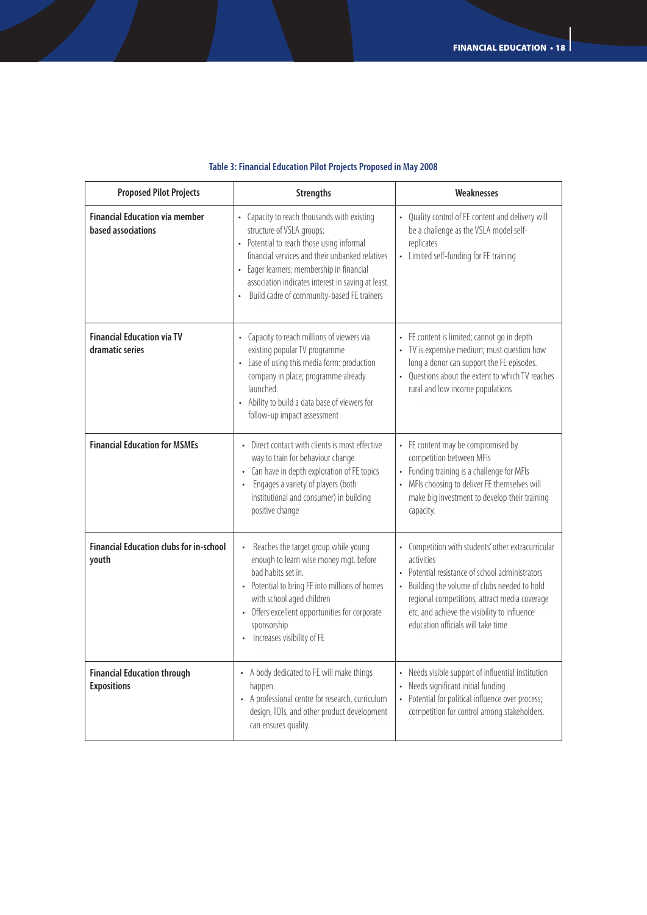**Table 3: Financial Education Pilot Projects Proposed in May 2008**

| Proposed Pilot Projects | Strengths | Weaknesses |
|---|---|---|
| **Financial Education via member based associations** | • Capacity to reach thousands with existing structure of VSLA groups;<br>• Potential to reach those using informal financial services and their unbanked relatives<br>• Eager learners: membership in financial association indicates interest in saving at least.<br>• Build cadre of community-based FE trainers | • Quality control of FE content and delivery will be a challenge as the VSLA model self-replicates<br>• Limited self-funding for FE training |
| **Financial Education via TV dramatic series** | • Capacity to reach millions of viewers via existing popular TV programme<br>• Ease of using this media form: production company in place; programme already launched.<br>• Ability to build a data base of viewers for follow-up impact assessment | • FE content is limited; cannot go in depth<br>• TV is expensive medium; must question how long a donor can support the FE episodes.<br>• Questions about the extent to which TV reaches rural and low income populations |
| **Financial Education for MSMEs** | • Direct contact with clients is most effective way to train for behaviour change<br>• Can have in depth exploration of FE topics<br>• Engages a variety of players (both institutional and consumer) in building positive change | • FE content may be compromised by competition between MFIs<br>• Funding training is a challenge for MFIs<br>• MFIs choosing to deliver FE themselves will make big investment to develop their training capacity. |
| **Financial Education clubs for in-school youth** | • Reaches the target group while young enough to learn wise money mgt. before bad habits set in.<br>• Potential to bring FE into millions of homes with school aged children<br>• Offers excellent opportunities for corporate sponsorship<br>• Increases visibility of FE | • Competition with students' other extracurricular activities<br>• Potential resistance of school administrators<br>• Building the volume of clubs needed to hold regional competitions, attract media coverage etc. and achieve the visibility to influence education officials will take time |
| **Financial Education through Expositions** | • A body dedicated to FE will make things happen.<br>• A professional centre for research, curriculum design, TOTs, and other product development can ensures quality. | • Needs visible support of influential institution<br>• Needs significant initial funding<br>• Potential for political influence over process; competition for control among stakeholders. |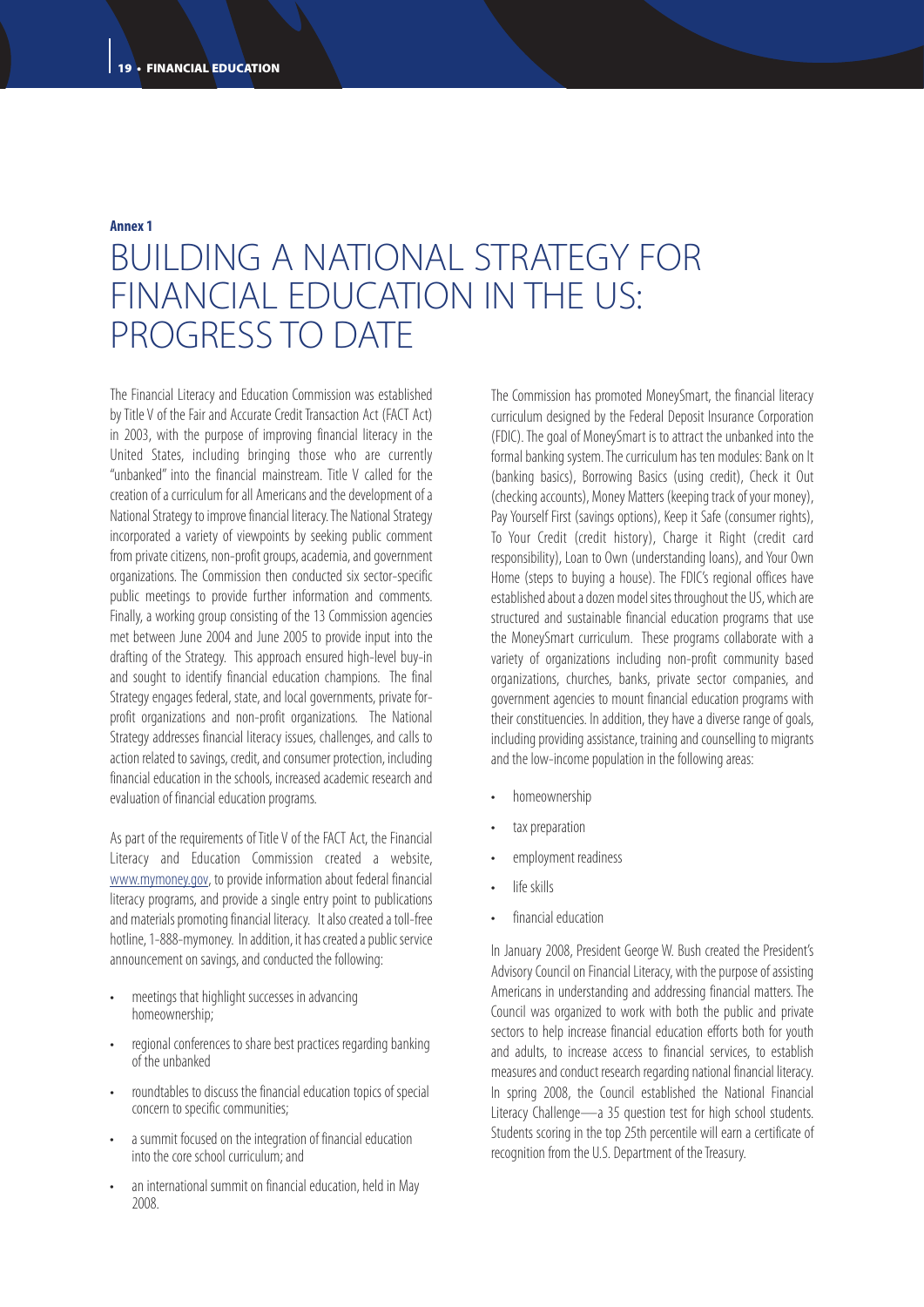**Annex 1**

# BUILDING A NATIONAL STRATEGY FOR FINANCIAL EDUCATION IN THE US: PROGRESS TO DATE

The Financial Literacy and Education Commission was established by Title V of the Fair and Accurate Credit Transaction Act (FACT Act) in 2003, with the purpose of improving financial literacy in the United States, including bringing those who are currently "unbanked" into the financial mainstream. Title V called for the creation of a curriculum for all Americans and the development of a National Strategy to improve financial literacy. The National Strategy incorporated a variety of viewpoints by seeking public comment from private citizens, non-profit groups, academia, and government organizations. The Commission then conducted six sector-specific public meetings to provide further information and comments. Finally, a working group consisting of the 13 Commission agencies met between June 2004 and June 2005 to provide input into the drafting of the Strategy. This approach ensured high-level buy-in and sought to identify financial education champions. The final Strategy engages federal, state, and local governments, private for-profit organizations and non-profit organizations. The National Strategy addresses financial literacy issues, challenges, and calls to action related to savings, credit, and consumer protection, including financial education in the schools, increased academic research and evaluation of financial education programs.

As part of the requirements of Title V of the FACT Act, the Financial Literacy and Education Commission created a website, www.mymoney.gov, to provide information about federal financial literacy programs, and provide a single entry point to publications and materials promoting financial literacy. It also created a toll-free hotline, 1-888-mymoney. In addition, it has created a public service announcement on savings, and conducted the following:

- meetings that highlight successes in advancing homeownership;
- regional conferences to share best practices regarding banking of the unbanked
- roundtables to discuss the financial education topics of special concern to specific communities;
- a summit focused on the integration of financial education into the core school curriculum; and
- an international summit on financial education, held in May 2008.

The Commission has promoted MoneySmart, the financial literacy curriculum designed by the Federal Deposit Insurance Corporation (FDIC). The goal of MoneySmart is to attract the unbanked into the formal banking system. The curriculum has ten modules: Bank on It (banking basics), Borrowing Basics (using credit), Check it Out (checking accounts), Money Matters (keeping track of your money), Pay Yourself First (savings options), Keep it Safe (consumer rights), To Your Credit (credit history), Charge it Right (credit card responsibility), Loan to Own (understanding loans), and Your Own Home (steps to buying a house). The FDIC's regional offices have established about a dozen model sites throughout the US, which are structured and sustainable financial education programs that use the MoneySmart curriculum. These programs collaborate with a variety of organizations including non-profit community based organizations, churches, banks, private sector companies, and government agencies to mount financial education programs with their constituencies. In addition, they have a diverse range of goals, including providing assistance, training and counselling to migrants and the low-income population in the following areas:

- homeownership
- tax preparation
- employment readiness
- life skills
- financial education

In January 2008, President George W. Bush created the President's Advisory Council on Financial Literacy, with the purpose of assisting Americans in understanding and addressing financial matters. The Council was organized to work with both the public and private sectors to help increase financial education efforts both for youth and adults, to increase access to financial services, to establish measures and conduct research regarding national financial literacy. In spring 2008, the Council established the National Financial Literacy Challenge—a 35 question test for high school students. Students scoring in the top 25th percentile will earn a certificate of recognition from the U.S. Department of the Treasury.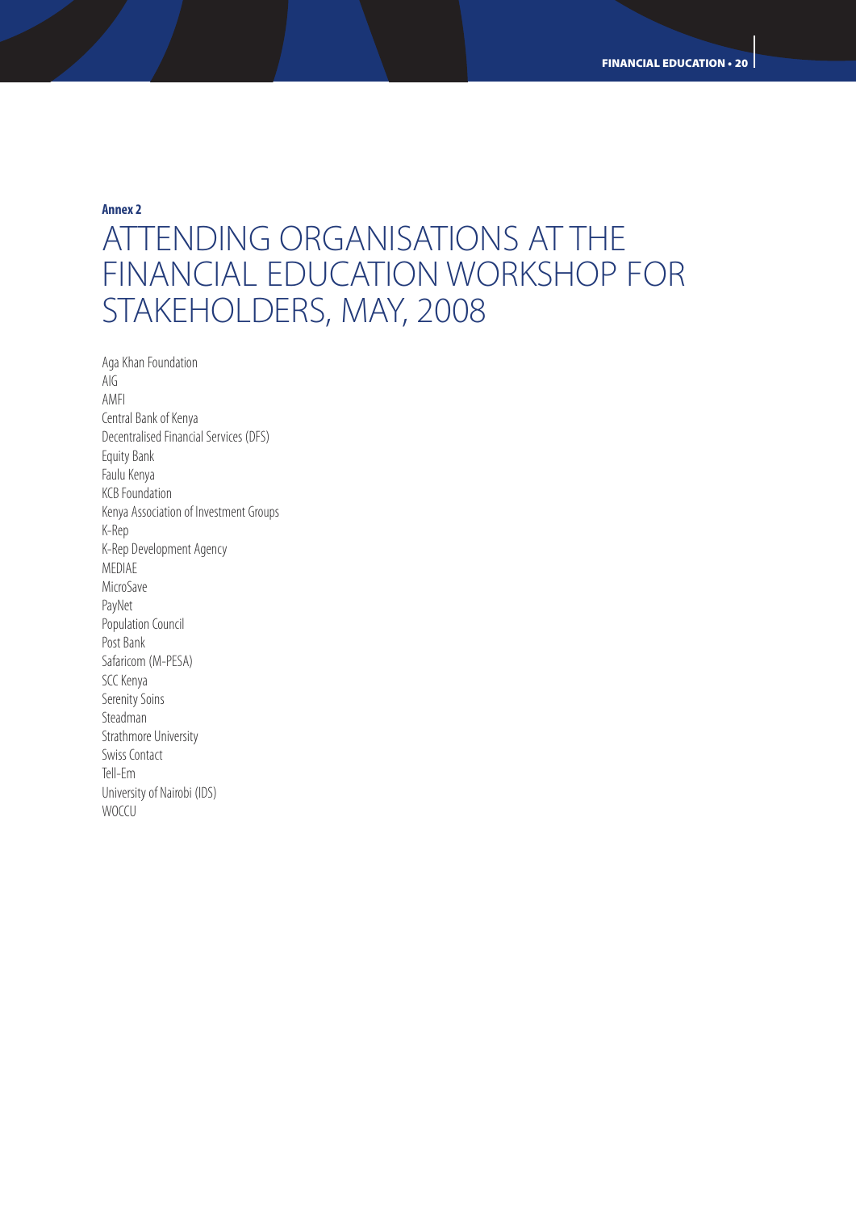**Annex 2**

# ATTENDING ORGANISATIONS AT THE FINANCIAL EDUCATION WORKSHOP FOR STAKEHOLDERS, MAY, 2008

Aga Khan Foundation
AIG
AMFI
Central Bank of Kenya
Decentralised Financial Services (DFS)
Equity Bank
Faulu Kenya
KCB Foundation
Kenya Association of Investment Groups
K-Rep
K-Rep Development Agency
MEDIAE
MicroSave
PayNet
Population Council
Post Bank
Safaricom (M-PESA)
SCC Kenya
Serenity Soins
Steadman
Strathmore University
Swiss Contact
Tell-Em
University of Nairobi (IDS)
WOCCU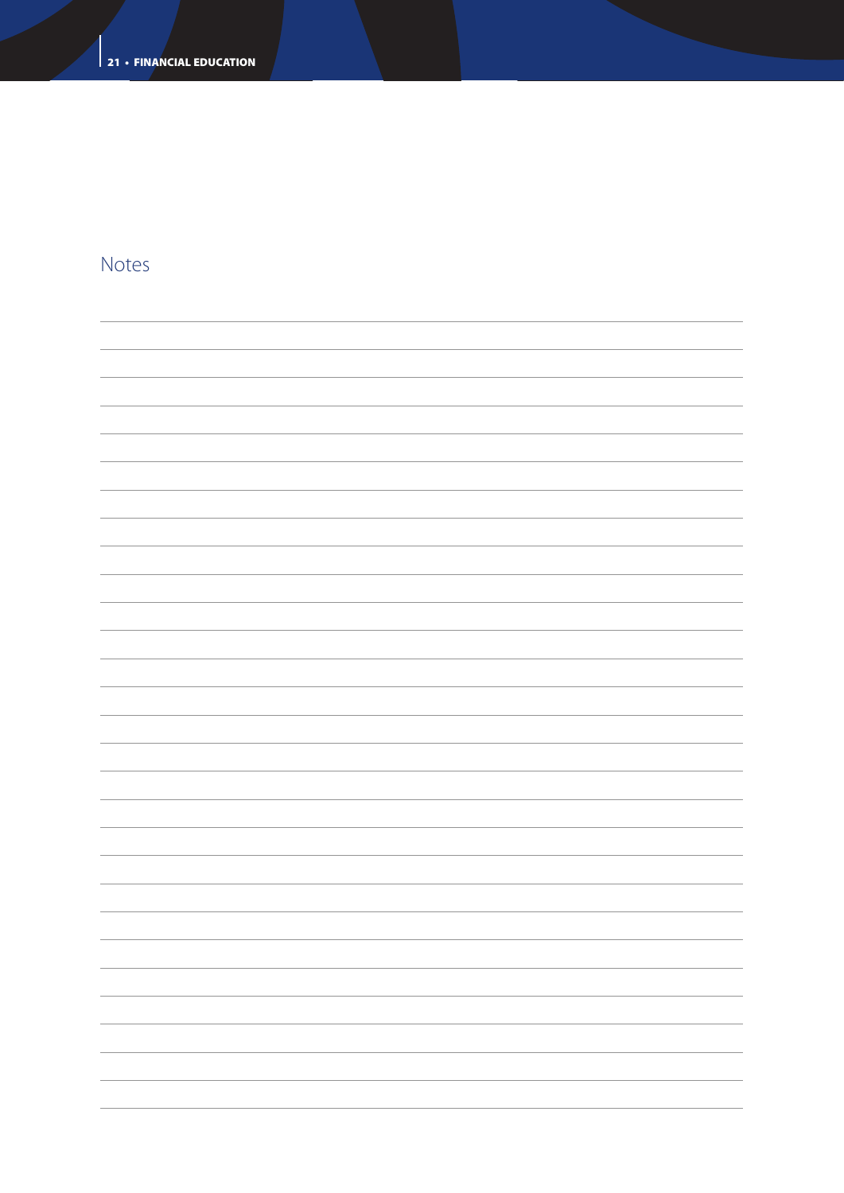## Notes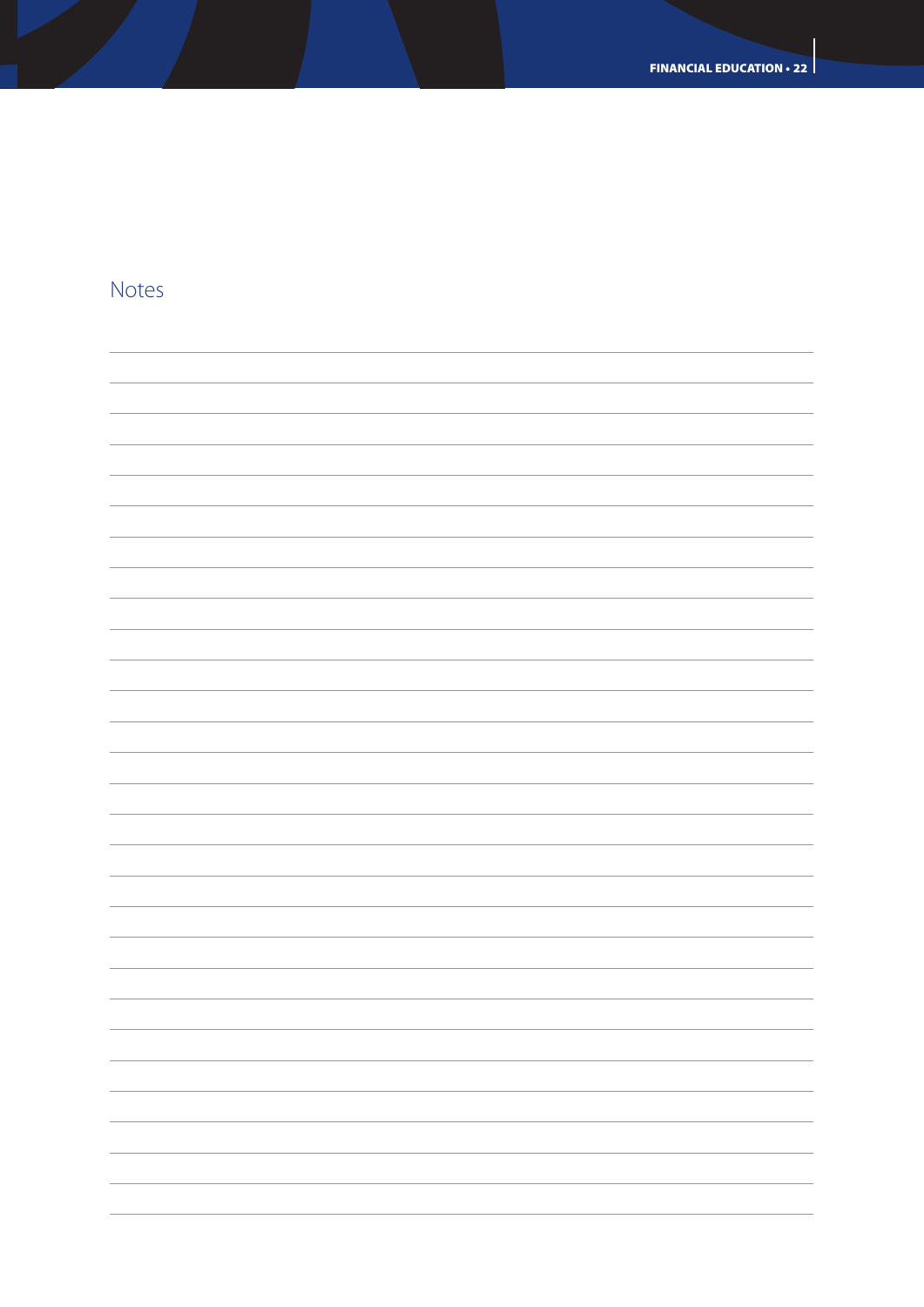## Notes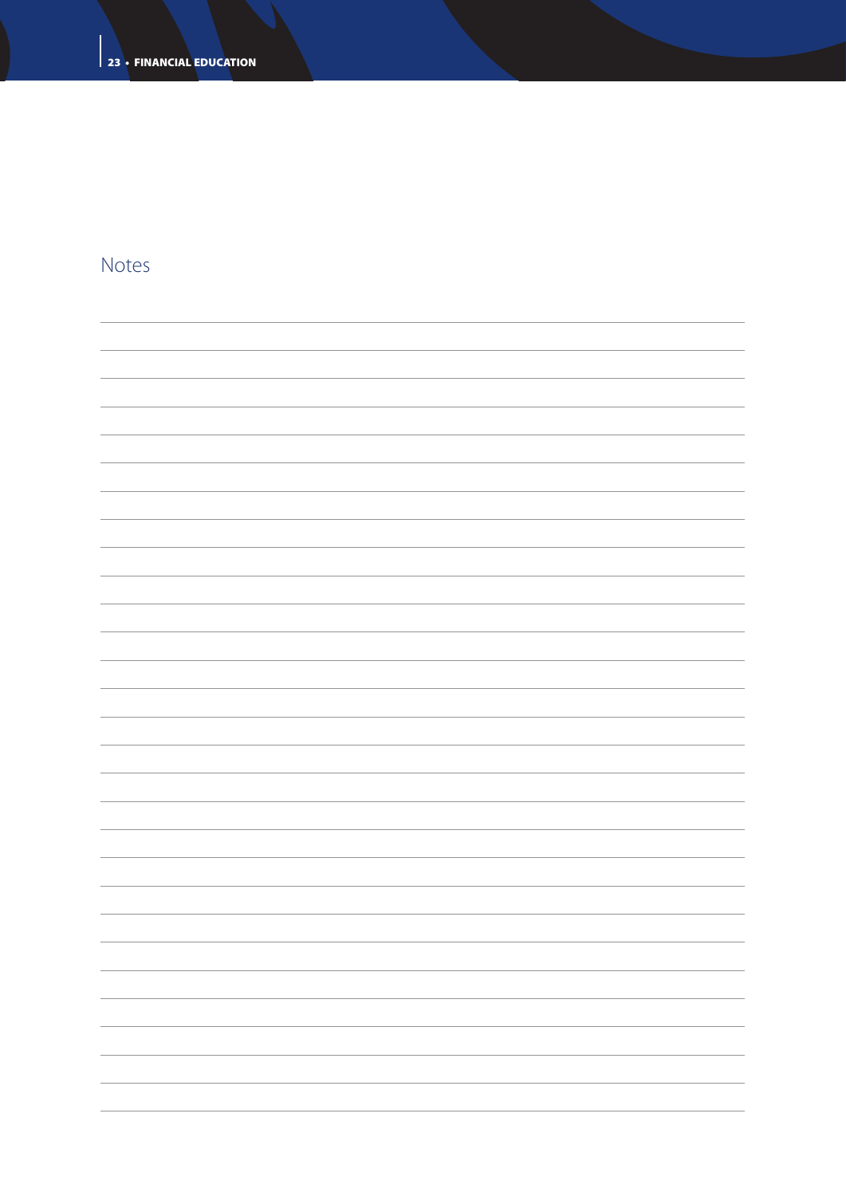## Notes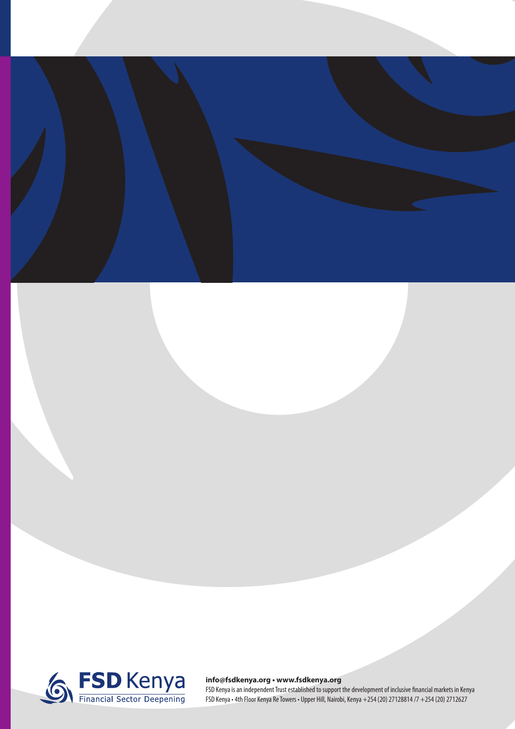FSD Kenya
Financial Sector Deepening

**info@fsdkenya.org • www.fsdkenya.org**

FSD Kenya is an independent Trust established to support the development of inclusive financial markets in Kenya

FSD Kenya • 4th Floor Kenya Re Towers • Upper Hill, Nairobi, Kenya +254 (20) 27128814 /7 +254 (20) 2712627